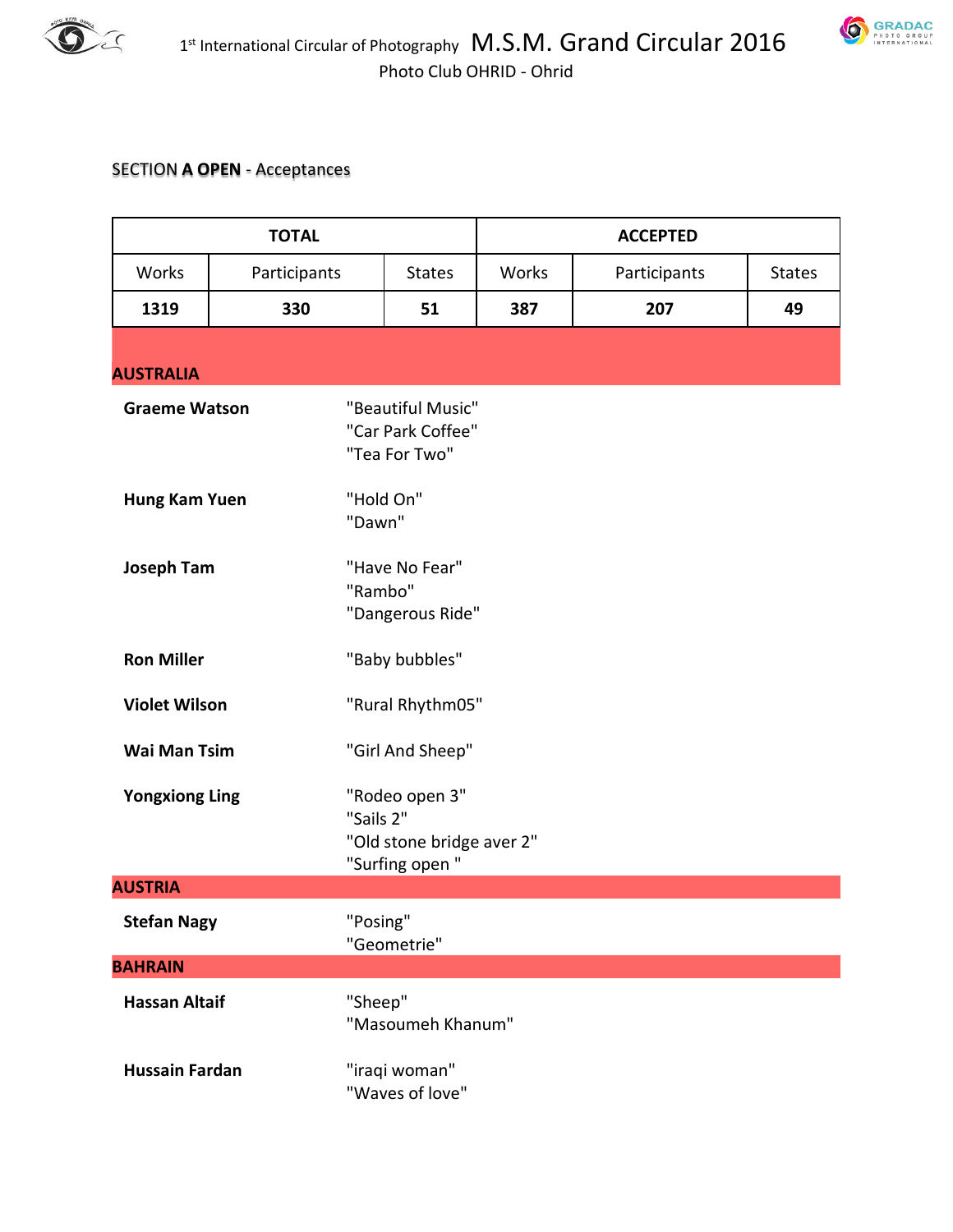1st International Circular of Photography **M.S.M. Grand Circular 2016**

Photo Club OHRID - Ohrid

SECTION **A OPEN** - Acceptances

| TOTAL | | | ACCEPTED | | |
|---|---|---|---|---|---|
| Works | Participants | States | Works | Participants | States |
| **1319** | **330** | **51** | **387** | **207** | **49** |

## AUSTRALIA

**Graeme Watson**
"Beautiful Music"
"Car Park Coffee"
"Tea For Two"

**Hung Kam Yuen**
"Hold On"
"Dawn"

**Joseph Tam**
"Have No Fear"
"Rambo"
"Dangerous Ride"

**Ron Miller**
"Baby bubbles"

**Violet Wilson**
"Rural Rhythm05"

**Wai Man Tsim**
"Girl And Sheep"

**Yongxiong Ling**
"Rodeo open 3"
"Sails 2"
"Old stone bridge aver 2"
"Surfing open "

## AUSTRIA

**Stefan Nagy**
"Posing"
"Geometrie"

## BAHRAIN

**Hassan Altaif**
"Sheep"
"Masoumeh Khanum"

**Hussain Fardan**
"iraqi woman"
"Waves of love"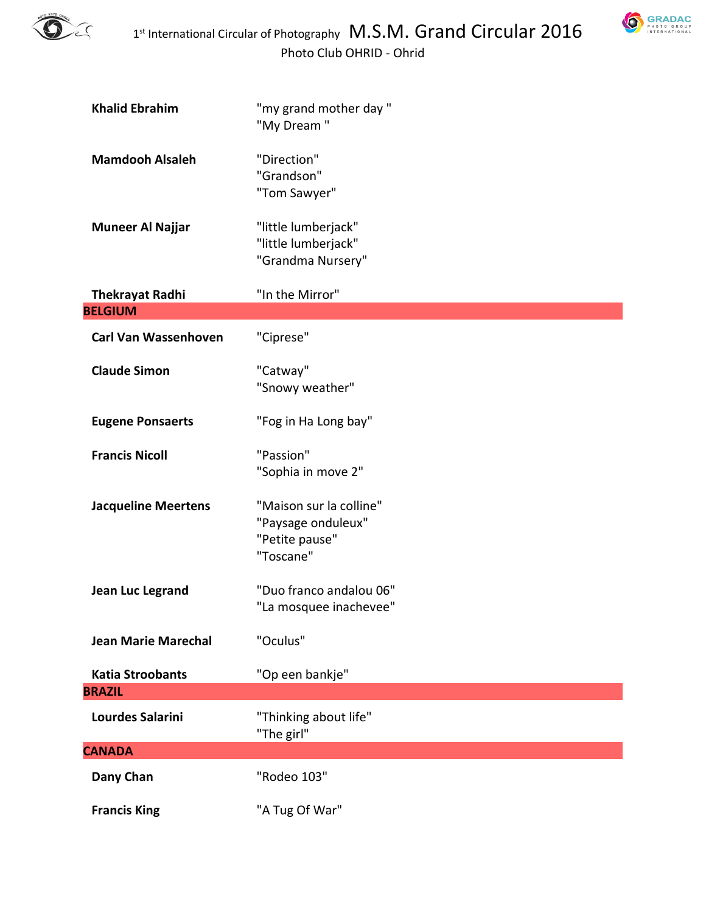| | |
|---|---|
| **Khalid Ebrahim** | "my grand mother day "<br>"My Dream " |
| **Mamdooh Alsaleh** | "Direction"<br>"Grandson"<br>"Tom Sawyer" |
| **Muneer Al Najjar** | "little lumberjack"<br>"little lumberjack"<br>"Grandma Nursery" |
| **Thekrayat Radhi** | "In the Mirror" |

## BELGIUM

| | |
|---|---|
| **Carl Van Wassenhoven** | "Ciprese" |
| **Claude Simon** | "Catway"<br>"Snowy weather" |
| **Eugene Ponsaerts** | "Fog in Ha Long bay" |
| **Francis Nicoll** | "Passion"<br>"Sophia in move 2" |
| **Jacqueline Meertens** | "Maison sur la colline"<br>"Paysage onduleux"<br>"Petite pause"<br>"Toscane" |
| **Jean Luc Legrand** | "Duo franco andalou 06"<br>"La mosquee inachevee" |
| **Jean Marie Marechal** | "Oculus" |
| **Katia Stroobants** | "Op een bankje" |

## BRAZIL

| | |
|---|---|
| **Lourdes Salarini** | "Thinking about life"<br>"The girl" |

## CANADA

| | |
|---|---|
| **Dany Chan** | "Rodeo 103" |
| **Francis King** | "A Tug Of War" |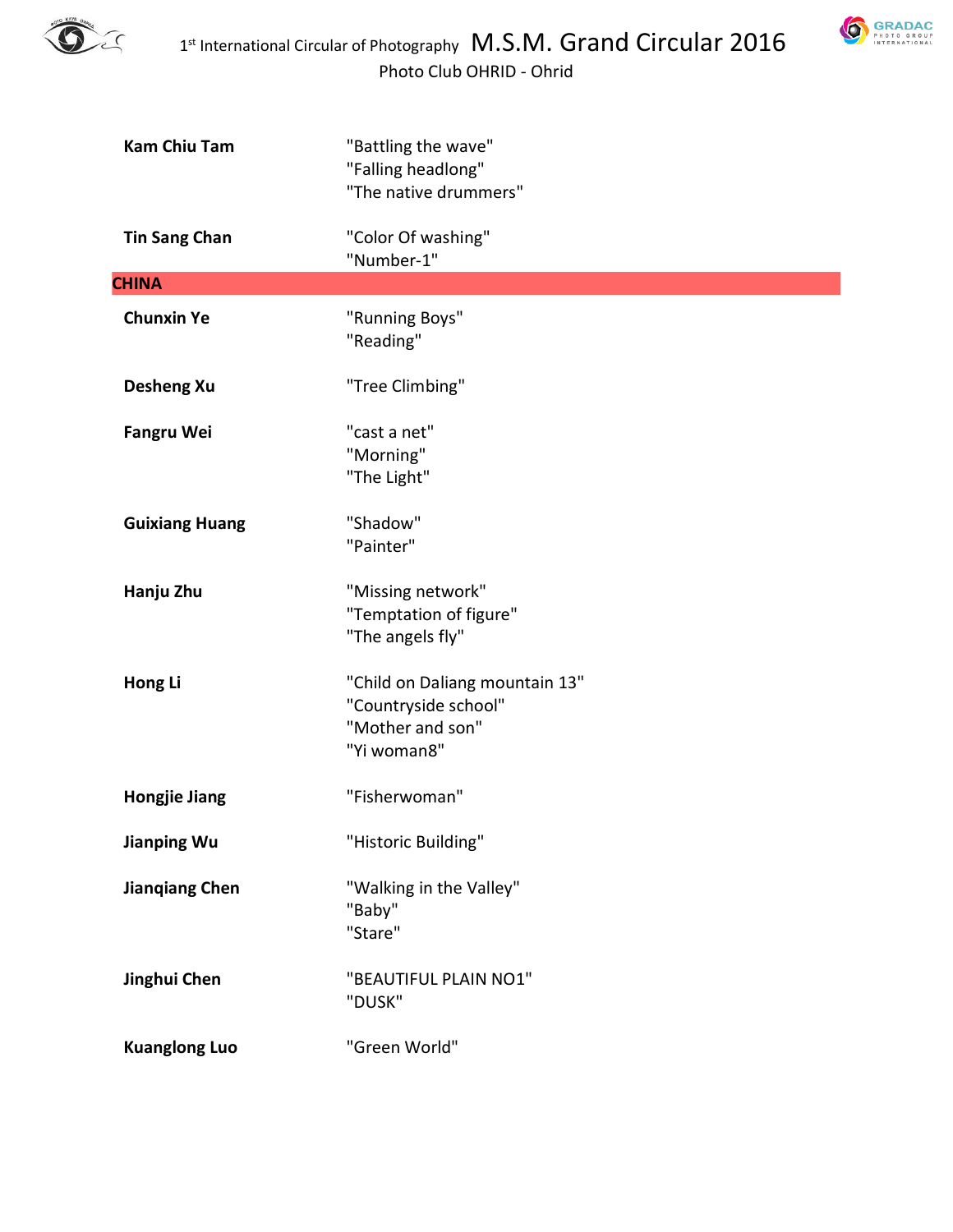| | |
|---|---|
| **Kam Chiu Tam** | "Battling the wave"<br>"Falling headlong"<br>"The native drummers" |
| **Tin Sang Chan** | "Color Of washing"<br>"Number-1" |
| **CHINA** | |
| **Chunxin Ye** | "Running Boys"<br>"Reading" |
| **Desheng Xu** | "Tree Climbing" |
| **Fangru Wei** | "cast a net"<br>"Morning"<br>"The Light" |
| **Guixiang Huang** | "Shadow"<br>"Painter" |
| **Hanju Zhu** | "Missing network"<br>"Temptation of figure"<br>"The angels fly" |
| **Hong Li** | "Child on Daliang mountain 13"<br>"Countryside school"<br>"Mother and son"<br>"Yi woman8" |
| **Hongjie Jiang** | "Fisherwoman" |
| **Jianping Wu** | "Historic Building" |
| **Jianqiang Chen** | "Walking in the Valley"<br>"Baby"<br>"Stare" |
| **Jinghui Chen** | "BEAUTIFUL PLAIN NO1"<br>"DUSK" |
| **Kuanglong Luo** | "Green World" |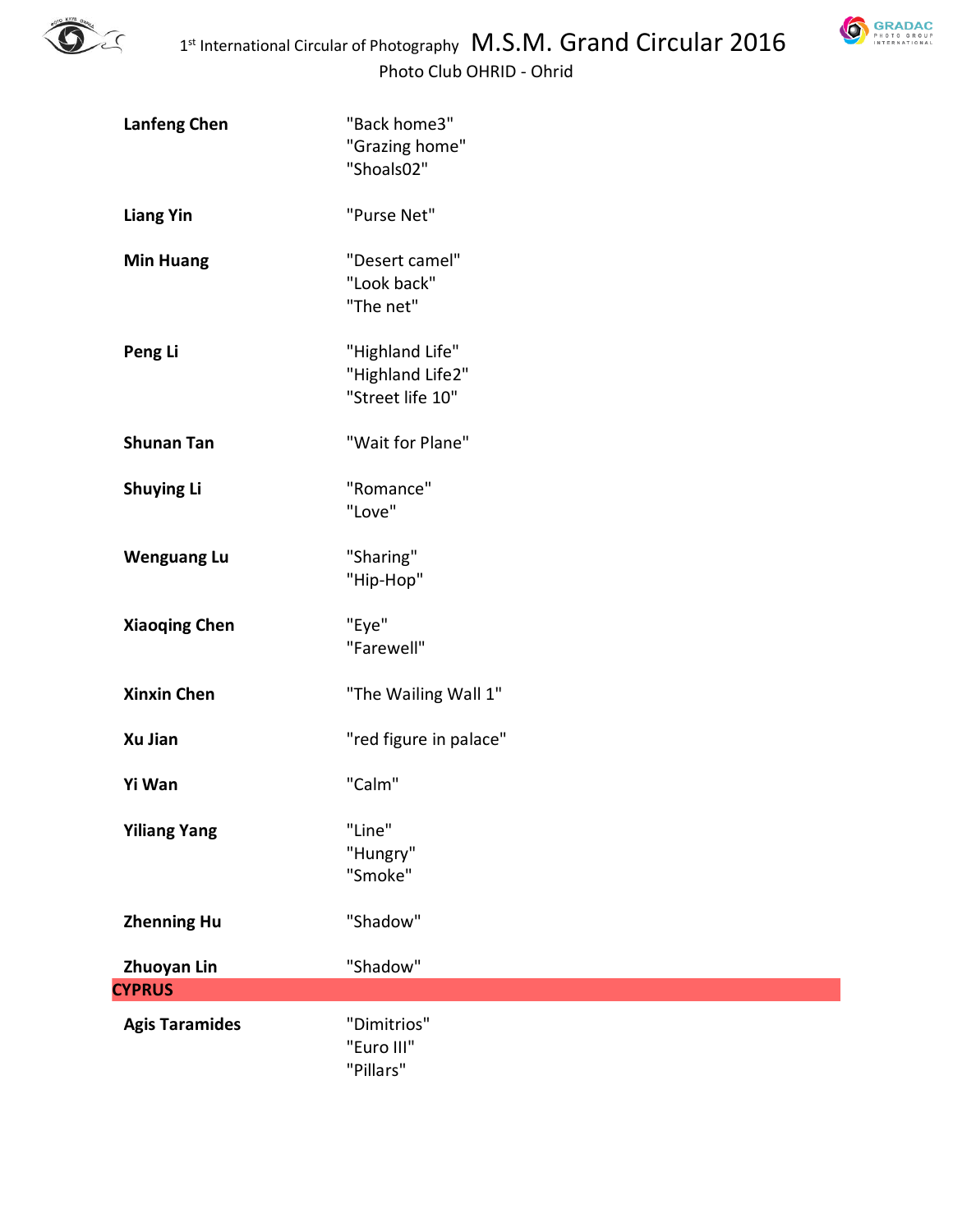| | |
|---|---|
| **Lanfeng Chen** | "Back home3"<br>"Grazing home"<br>"Shoals02" |
| **Liang Yin** | "Purse Net" |
| **Min Huang** | "Desert camel"<br>"Look back"<br>"The net" |
| **Peng Li** | "Highland Life"<br>"Highland Life2"<br>"Street life 10" |
| **Shunan Tan** | "Wait for Plane" |
| **Shuying Li** | "Romance"<br>"Love" |
| **Wenguang Lu** | "Sharing"<br>"Hip-Hop" |
| **Xiaoqing Chen** | "Eye"<br>"Farewell" |
| **Xinxin Chen** | "The Wailing Wall 1" |
| **Xu Jian** | "red figure in palace" |
| **Yi Wan** | "Calm" |
| **Yiliang Yang** | "Line"<br>"Hungry"<br>"Smoke" |
| **Zhenning Hu** | "Shadow" |
| **Zhuoyan Lin** | "Shadow" |

**CYPRUS**

| | |
|---|---|
| **Agis Taramides** | "Dimitrios"<br>"Euro III"<br>"Pillars" |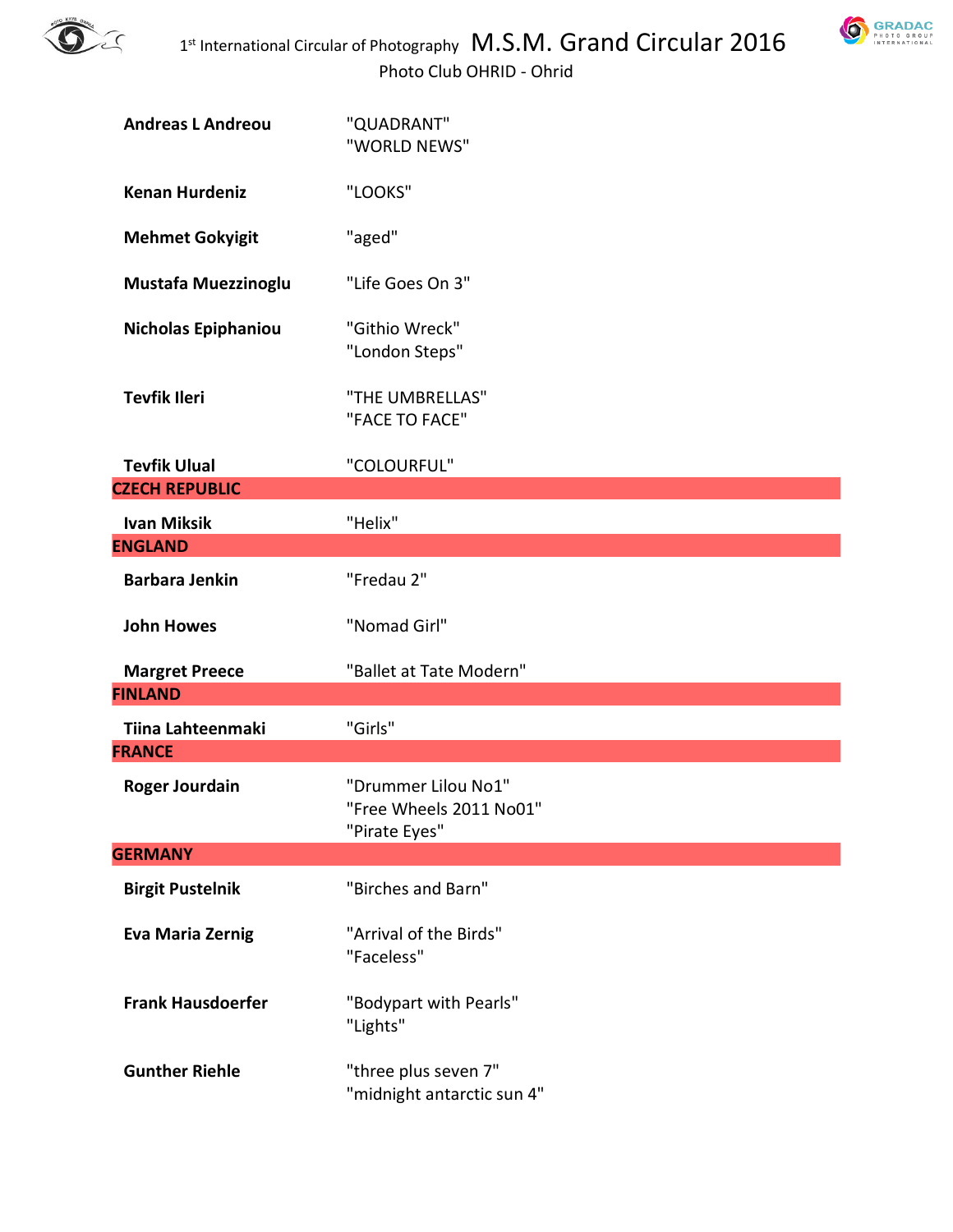| | |
|---|---|
| **Andreas L Andreou** | "QUADRANT"<br>"WORLD NEWS" |
| **Kenan Hurdeniz** | "LOOKS" |
| **Mehmet Gokyigit** | "aged" |
| **Mustafa Muezzinoglu** | "Life Goes On 3" |
| **Nicholas Epiphaniou** | "Githio Wreck"<br>"London Steps" |
| **Tevfik Ileri** | "THE UMBRELLAS"<br>"FACE TO FACE" |
| **Tevfik Ulual** | "COLOURFUL" |
| **CZECH REPUBLIC** | |
| **Ivan Miksik** | "Helix" |
| **ENGLAND** | |
| **Barbara Jenkin** | "Fredau 2" |
| **John Howes** | "Nomad Girl" |
| **Margret Preece** | "Ballet at Tate Modern" |
| **FINLAND** | |
| **Tiina Lahteenmaki** | "Girls" |
| **FRANCE** | |
| **Roger Jourdain** | "Drummer Lilou No1"<br>"Free Wheels 2011 No01"<br>"Pirate Eyes" |
| **GERMANY** | |
| **Birgit Pustelnik** | "Birches and Barn" |
| **Eva Maria Zernig** | "Arrival of the Birds"<br>"Faceless" |
| **Frank Hausdoerfer** | "Bodypart with Pearls"<br>"Lights" |
| **Gunther Riehle** | "three plus seven 7"<br>"midnight antarctic sun 4" |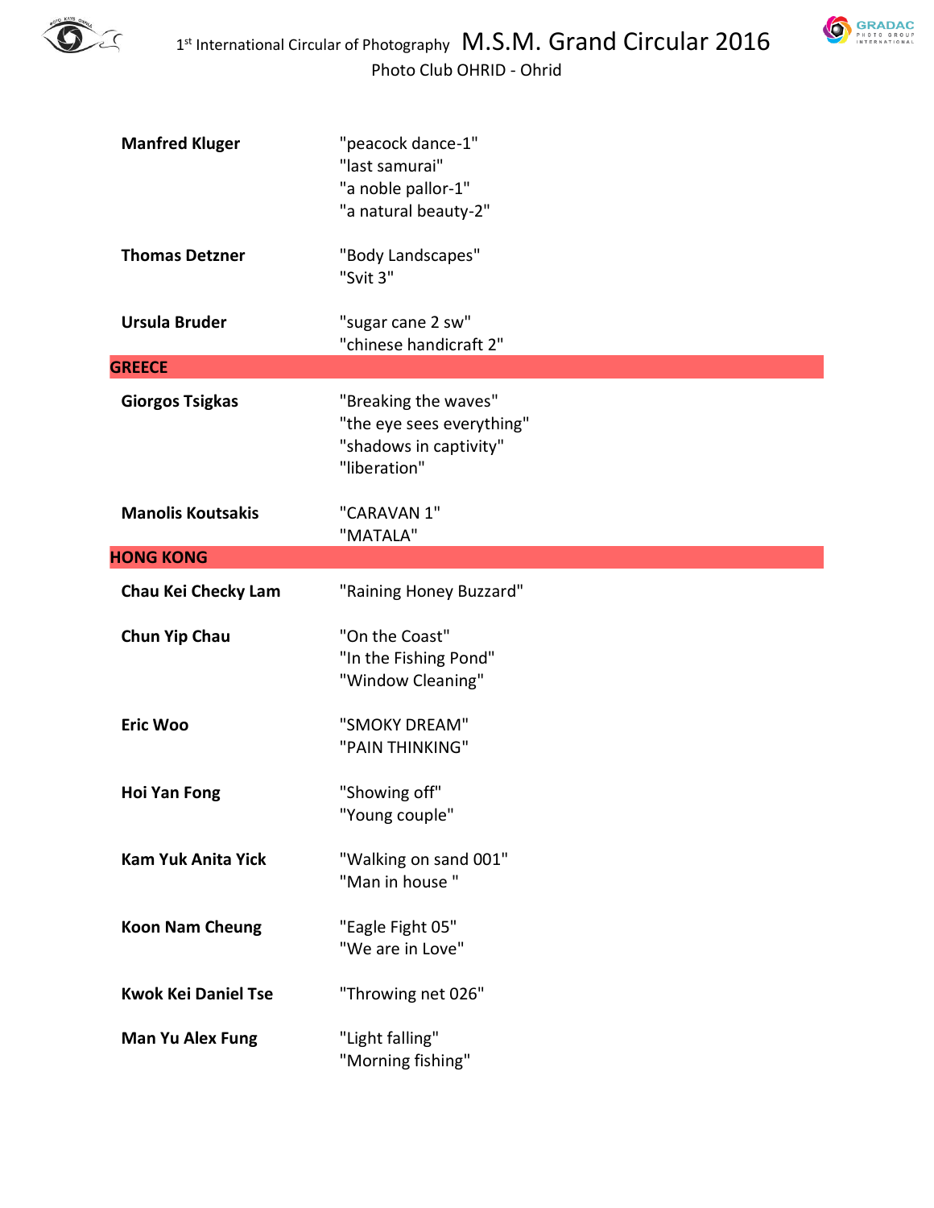| | |
|---|---|
| **Manfred Kluger** | "peacock dance-1"<br>"last samurai"<br>"a noble pallor-1"<br>"a natural beauty-2" |
| **Thomas Detzner** | "Body Landscapes"<br>"Svit 3" |
| **Ursula Bruder** | "sugar cane 2 sw"<br>"chinese handicraft 2" |
| **GREECE** | |
| **Giorgos Tsigkas** | "Breaking the waves"<br>"the eye sees everything"<br>"shadows in captivity"<br>"liberation" |
| **Manolis Koutsakis** | "CARAVAN 1"<br>"MATALA" |
| **HONG KONG** | |
| **Chau Kei Checky Lam** | "Raining Honey Buzzard" |
| **Chun Yip Chau** | "On the Coast"<br>"In the Fishing Pond"<br>"Window Cleaning" |
| **Eric Woo** | "SMOKY DREAM"<br>"PAIN THINKING" |
| **Hoi Yan Fong** | "Showing off"<br>"Young couple" |
| **Kam Yuk Anita Yick** | "Walking on sand 001"<br>"Man in house " |
| **Koon Nam Cheung** | "Eagle Fight 05"<br>"We are in Love" |
| **Kwok Kei Daniel Tse** | "Throwing net 026" |
| **Man Yu Alex Fung** | "Light falling"<br>"Morning fishing" |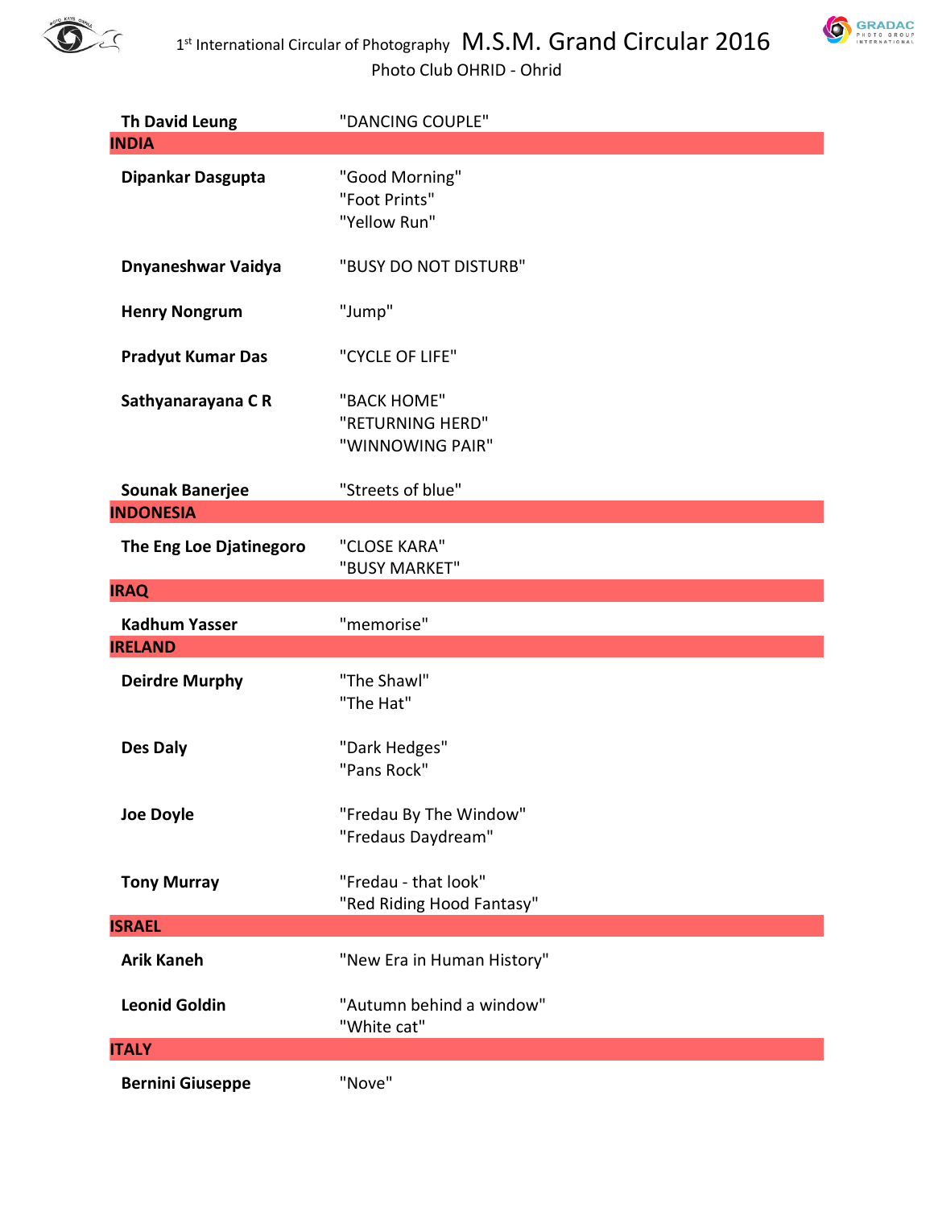| | |
|---|---|
| **Th David Leung** | "DANCING COUPLE" |
| **INDIA** | |
| **Dipankar Dasgupta** | "Good Morning" |
| | "Foot Prints" |
| | "Yellow Run" |
| **Dnyaneshwar Vaidya** | "BUSY DO NOT DISTURB" |
| **Henry Nongrum** | "Jump" |
| **Pradyut Kumar Das** | "CYCLE OF LIFE" |
| **Sathyanarayana C R** | "BACK HOME" |
| | "RETURNING HERD" |
| | "WINNOWING PAIR" |
| **Sounak Banerjee** | "Streets of blue" |
| **INDONESIA** | |
| **The Eng Loe Djatinegoro** | "CLOSE KARA" |
| | "BUSY MARKET" |
| **IRAQ** | |
| **Kadhum Yasser** | "memorise" |
| **IRELAND** | |
| **Deirdre Murphy** | "The Shawl" |
| | "The Hat" |
| **Des Daly** | "Dark Hedges" |
| | "Pans Rock" |
| **Joe Doyle** | "Fredau By The Window" |
| | "Fredaus Daydream" |
| **Tony Murray** | "Fredau - that look" |
| | "Red Riding Hood Fantasy" |
| **ISRAEL** | |
| **Arik Kaneh** | "New Era in Human History" |
| **Leonid Goldin** | "Autumn behind a window" |
| | "White cat" |
| **ITALY** | |
| **Bernini Giuseppe** | "Nove" |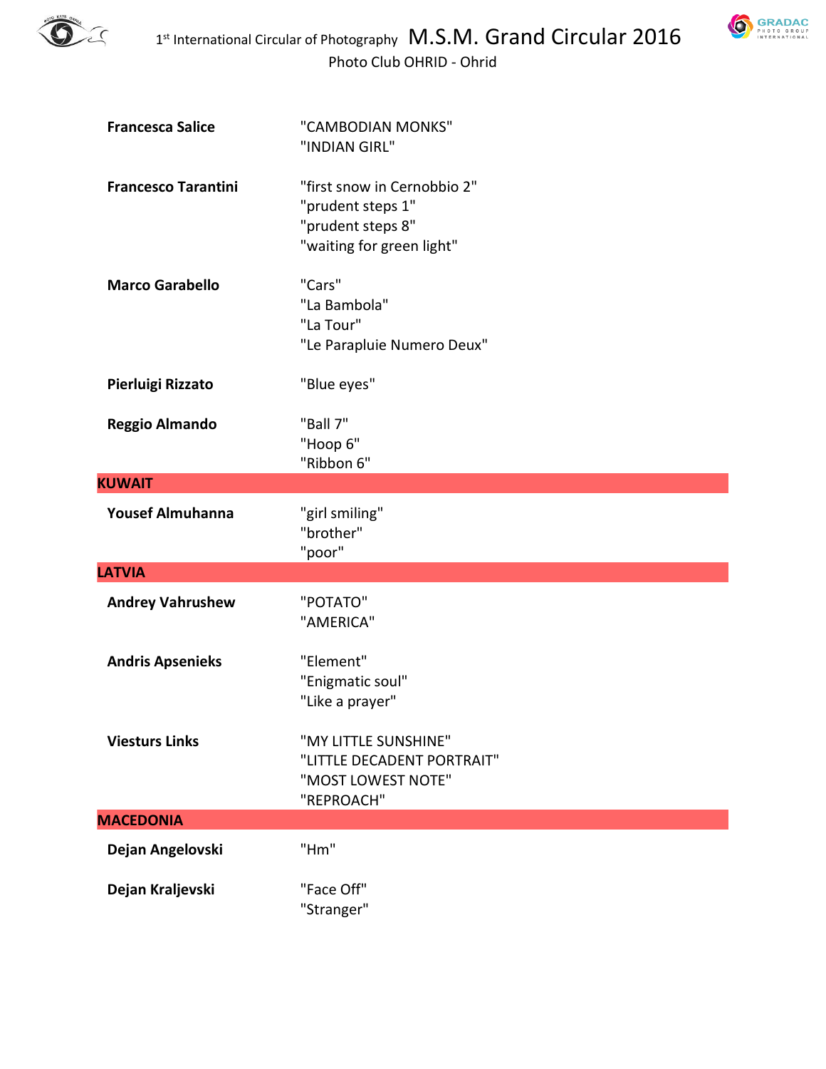| | |
|---|---|
| **Francesca Salice** | "CAMBODIAN MONKS" |
| | "INDIAN GIRL" |
| **Francesco Tarantini** | "first snow in Cernobbio 2" |
| | "prudent steps 1" |
| | "prudent steps 8" |
| | "waiting for green light" |
| **Marco Garabello** | "Cars" |
| | "La Bambola" |
| | "La Tour" |
| | "Le Parapluie Numero Deux" |
| **Pierluigi Rizzato** | "Blue eyes" |
| **Reggio Almando** | "Ball 7" |
| | "Hoop 6" |
| | "Ribbon 6" |
| **KUWAIT** | |
| **Yousef Almuhanna** | "girl smiling" |
| | "brother" |
| | "poor" |
| **LATVIA** | |
| **Andrey Vahrushew** | "POTATO" |
| | "AMERICA" |
| **Andris Apsenieks** | "Element" |
| | "Enigmatic soul" |
| | "Like a prayer" |
| **Viesturs Links** | "MY LITTLE SUNSHINE" |
| | "LITTLE DECADENT PORTRAIT" |
| | "MOST LOWEST NOTE" |
| | "REPROACH" |
| **MACEDONIA** | |
| **Dejan Angelovski** | "Hm" |
| **Dejan Kraljevski** | "Face Off" |
| | "Stranger" |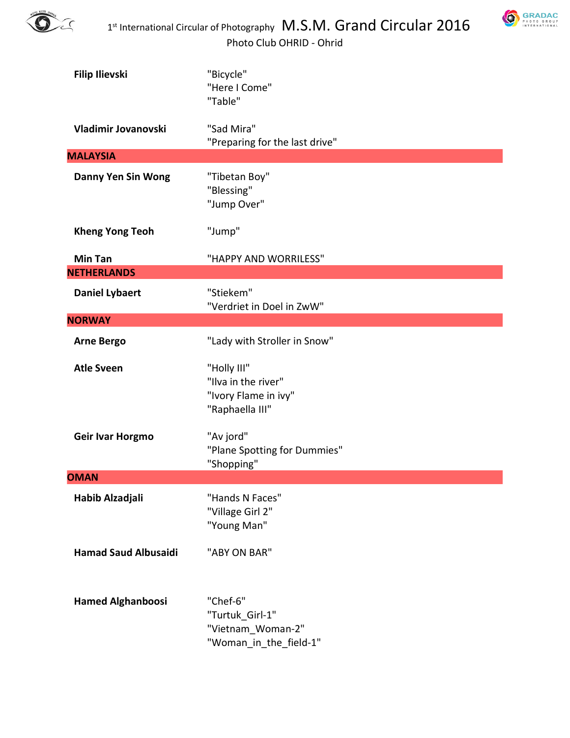| | |
|---|---|
| **Filip Ilievski** | "Bicycle"<br>"Here I Come"<br>"Table" |
| **Vladimir Jovanovski** | "Sad Mira"<br>"Preparing for the last drive" |
| **MALAYSIA** | |
| **Danny Yen Sin Wong** | "Tibetan Boy"<br>"Blessing"<br>"Jump Over" |
| **Kheng Yong Teoh** | "Jump" |
| **Min Tan** | "HAPPY AND WORRILESS" |
| **NETHERLANDS** | |
| **Daniel Lybaert** | "Stiekem"<br>"Verdriet in Doel in ZwW" |
| **NORWAY** | |
| **Arne Bergo** | "Lady with Stroller in Snow" |
| **Atle Sveen** | "Holly III"<br>"Ilva in the river"<br>"Ivory Flame in ivy"<br>"Raphaella III" |
| **Geir Ivar Horgmo** | "Av jord"<br>"Plane Spotting for Dummies"<br>"Shopping" |
| **OMAN** | |
| **Habib Alzadjali** | "Hands N Faces"<br>"Village Girl 2"<br>"Young Man" |
| **Hamad Saud Albusaidi** | "ABY ON BAR" |
| **Hamed Alghanboosi** | "Chef-6"<br>"Turtuk_Girl-1"<br>"Vietnam_Woman-2"<br>"Woman_in_the_field-1" |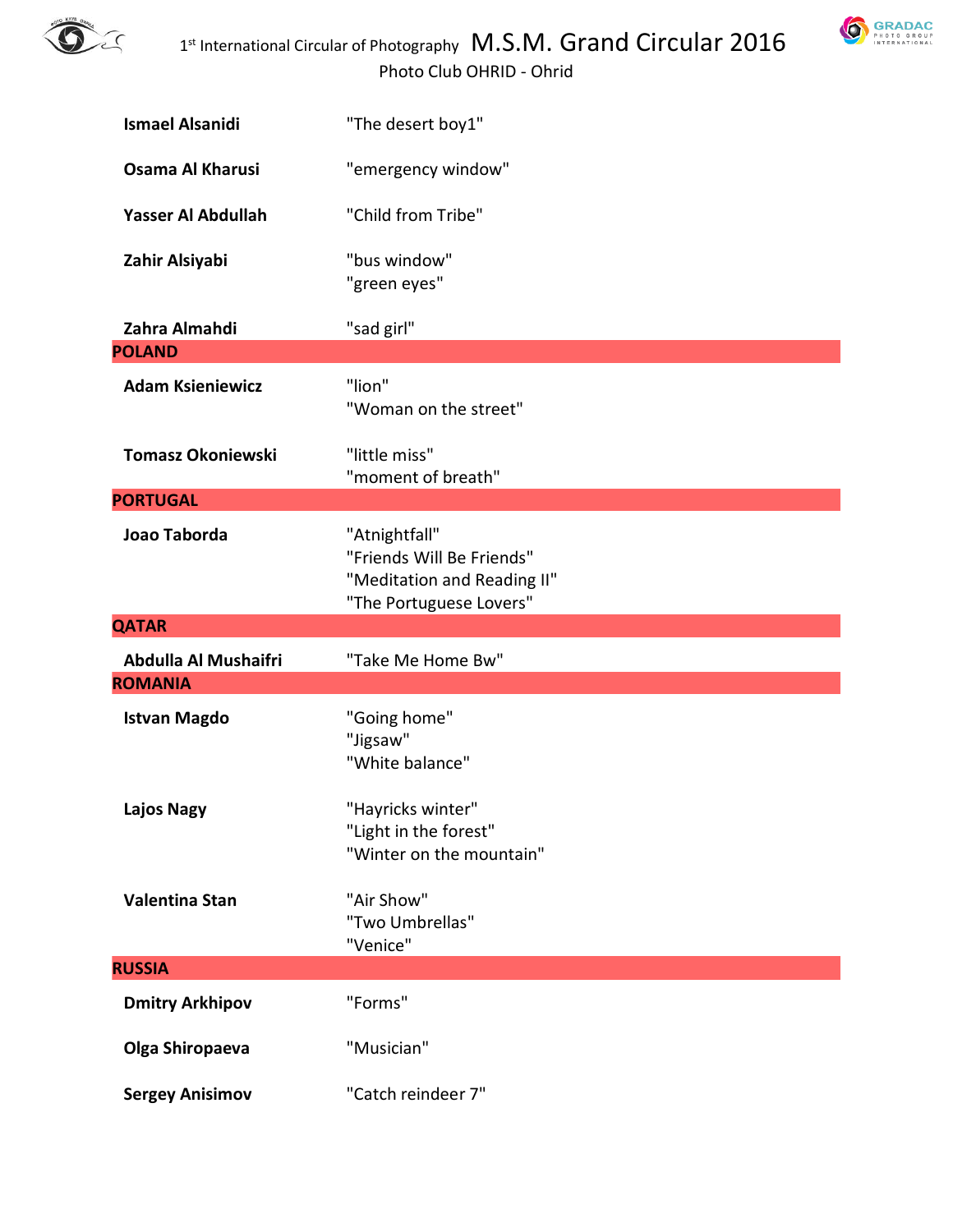| | |
|---|---|
| **Ismael Alsanidi** | "The desert boy1" |
| **Osama Al Kharusi** | "emergency window" |
| **Yasser Al Abdullah** | "Child from Tribe" |
| **Zahir Alsiyabi** | "bus window"<br>"green eyes" |
| **Zahra Almahdi** | "sad girl" |
| **POLAND** | |
| **Adam Ksieniewicz** | "lion"<br>"Woman on the street" |
| **Tomasz Okoniewski** | "little miss"<br>"moment of breath" |
| **PORTUGAL** | |
| **Joao Taborda** | "Atnightfall"<br>"Friends Will Be Friends"<br>"Meditation and Reading II"<br>"The Portuguese Lovers" |
| **QATAR** | |
| **Abdulla Al Mushaifri** | "Take Me Home Bw" |
| **ROMANIA** | |
| **Istvan Magdo** | "Going home"<br>"Jigsaw"<br>"White balance" |
| **Lajos Nagy** | "Hayricks winter"<br>"Light in the forest"<br>"Winter on the mountain" |
| **Valentina Stan** | "Air Show"<br>"Two Umbrellas"<br>"Venice" |
| **RUSSIA** | |
| **Dmitry Arkhipov** | "Forms" |
| **Olga Shiropaeva** | "Musician" |
| **Sergey Anisimov** | "Catch reindeer 7" |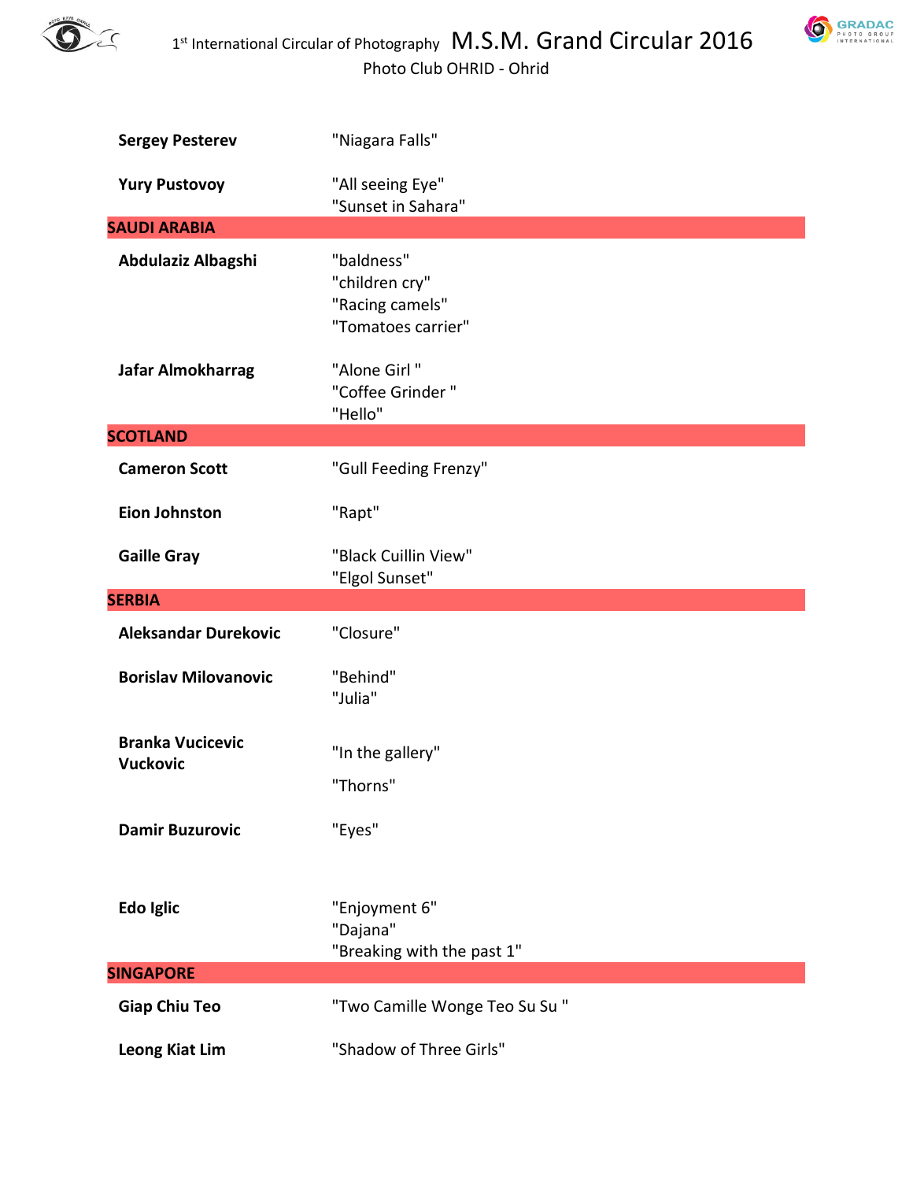| | |
|---|---|
| **Sergey Pesterev** | "Niagara Falls" |
| **Yury Pustovoy** | "All seeing Eye"<br>"Sunset in Sahara" |
| **SAUDI ARABIA** | |
| **Abdulaziz Albagshi** | "baldness"<br>"children cry"<br>"Racing camels"<br>"Tomatoes carrier" |
| **Jafar Almokharrag** | "Alone Girl "<br>"Coffee Grinder "<br>"Hello" |
| **SCOTLAND** | |
| **Cameron Scott** | "Gull Feeding Frenzy" |
| **Eion Johnston** | "Rapt" |
| **Gaille Gray** | "Black Cuillin View"<br>"Elgol Sunset" |
| **SERBIA** | |
| **Aleksandar Durekovic** | "Closure" |
| **Borislav Milovanovic** | "Behind"<br>"Julia" |
| **Branka Vucicevic Vuckovic** | "In the gallery"<br>"Thorns" |
| **Damir Buzurovic** | "Eyes" |
| **Edo Iglic** | "Enjoyment 6"<br>"Dajana"<br>"Breaking with the past 1" |
| **SINGAPORE** | |
| **Giap Chiu Teo** | "Two Camille Wonge Teo Su Su " |
| **Leong Kiat Lim** | "Shadow of Three Girls" |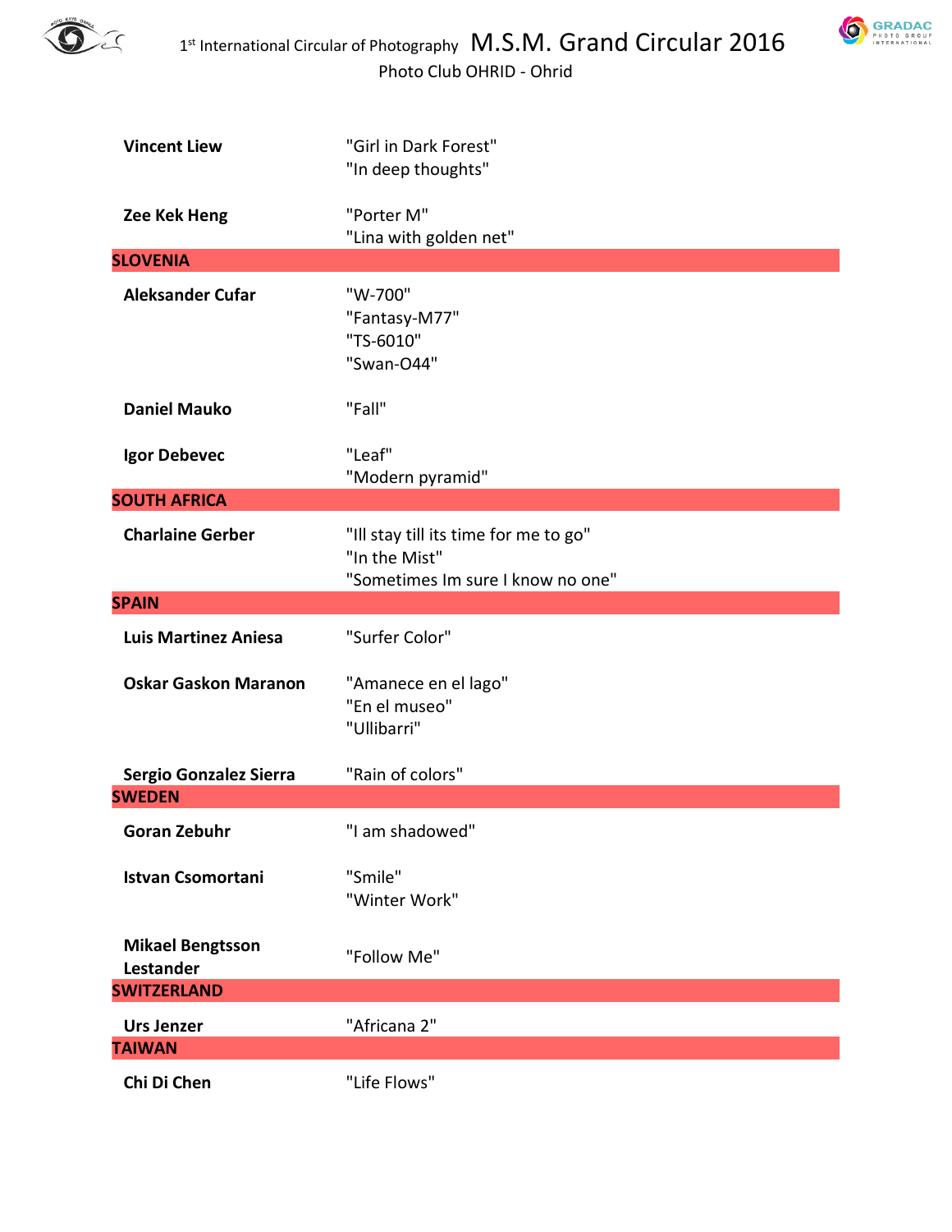| | |
|---|---|
| **Vincent Liew** | "Girl in Dark Forest"<br>"In deep thoughts" |
| **Zee Kek Heng** | "Porter M"<br>"Lina with golden net" |
| **SLOVENIA** | |
| **Aleksander Cufar** | "W-700"<br>"Fantasy-M77"<br>"TS-6010"<br>"Swan-O44" |
| **Daniel Mauko** | "Fall" |
| **Igor Debevec** | "Leaf"<br>"Modern pyramid" |
| **SOUTH AFRICA** | |
| **Charlaine Gerber** | "Ill stay till its time for me to go"<br>"In the Mist"<br>"Sometimes Im sure I know no one" |
| **SPAIN** | |
| **Luis Martinez Aniesa** | "Surfer Color" |
| **Oskar Gaskon Maranon** | "Amanece en el lago"<br>"En el museo"<br>"Ullibarri" |
| **Sergio Gonzalez Sierra** | "Rain of colors" |
| **SWEDEN** | |
| **Goran Zebuhr** | "I am shadowed" |
| **Istvan Csomortani** | "Smile"<br>"Winter Work" |
| **Mikael Bengtsson Lestander** | "Follow Me" |
| **SWITZERLAND** | |
| **Urs Jenzer** | "Africana 2" |
| **TAIWAN** | |
| **Chi Di Chen** | "Life Flows" |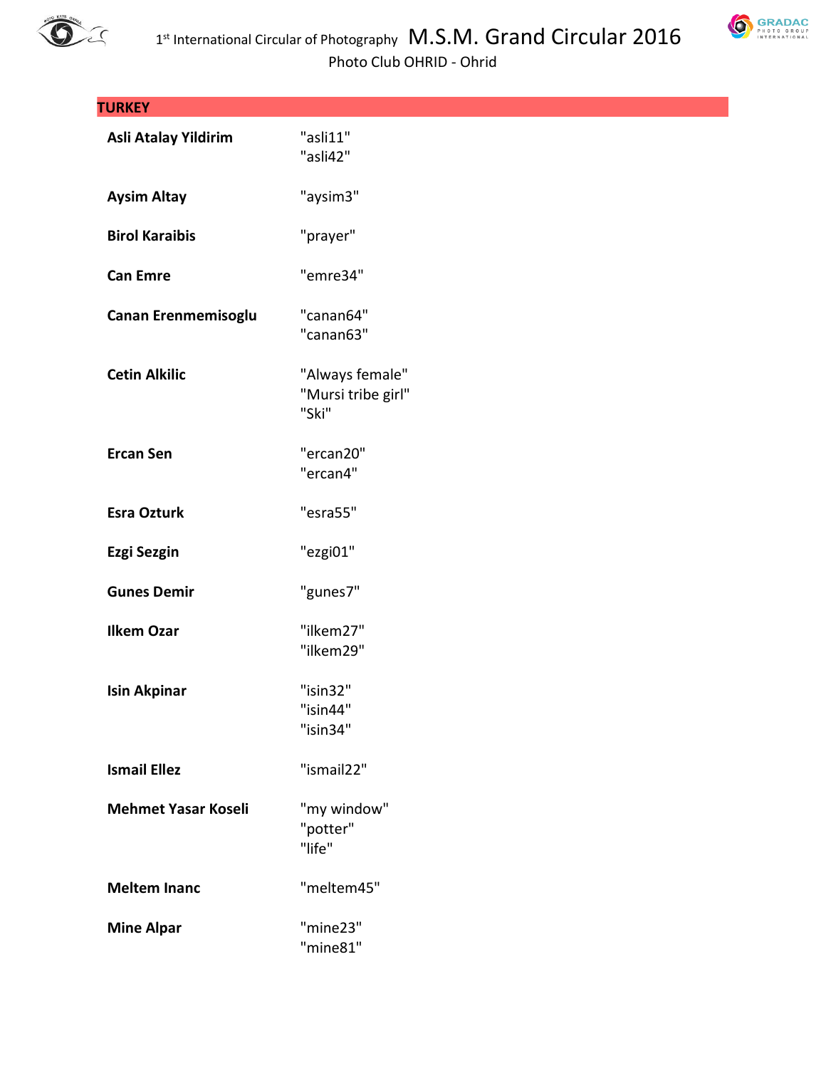## TURKEY

| | |
|---|---|
| **Asli Atalay Yildirim** | "asli11"<br>"asli42" |
| **Aysim Altay** | "aysim3" |
| **Birol Karaibis** | "prayer" |
| **Can Emre** | "emre34" |
| **Canan Erenmemisoglu** | "canan64"<br>"canan63" |
| **Cetin Alkilic** | "Always female"<br>"Mursi tribe girl"<br>"Ski" |
| **Ercan Sen** | "ercan20"<br>"ercan4" |
| **Esra Ozturk** | "esra55" |
| **Ezgi Sezgin** | "ezgi01" |
| **Gunes Demir** | "gunes7" |
| **Ilkem Ozar** | "ilkem27"<br>"ilkem29" |
| **Isin Akpinar** | "isin32"<br>"isin44"<br>"isin34" |
| **Ismail Ellez** | "ismail22" |
| **Mehmet Yasar Koseli** | "my window"<br>"potter"<br>"life" |
| **Meltem Inanc** | "meltem45" |
| **Mine Alpar** | "mine23"<br>"mine81" |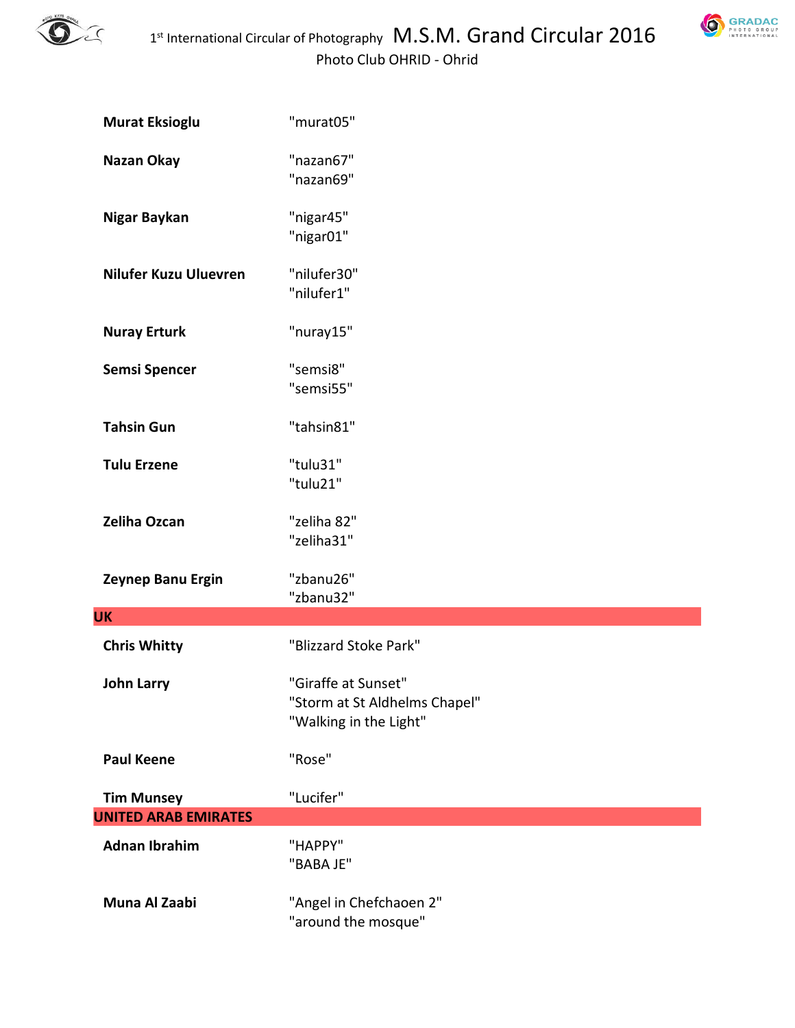| | |
|---|---|
| **Murat Eksioglu** | "murat05" |
| **Nazan Okay** | "nazan67"<br>"nazan69" |
| **Nigar Baykan** | "nigar45"<br>"nigar01" |
| **Nilufer Kuzu Uluevren** | "nilufer30"<br>"nilufer1" |
| **Nuray Erturk** | "nuray15" |
| **Semsi Spencer** | "semsi8"<br>"semsi55" |
| **Tahsin Gun** | "tahsin81" |
| **Tulu Erzene** | "tulu31"<br>"tulu21" |
| **Zeliha Ozcan** | "zeliha 82"<br>"zeliha31" |
| **Zeynep Banu Ergin** | "zbanu26"<br>"zbanu32" |
| **UK** | |
| **Chris Whitty** | "Blizzard Stoke Park" |
| **John Larry** | "Giraffe at Sunset"<br>"Storm at St Aldhelms Chapel"<br>"Walking in the Light" |
| **Paul Keene** | "Rose" |
| **Tim Munsey** | "Lucifer" |
| **UNITED ARAB EMIRATES** | |
| **Adnan Ibrahim** | "HAPPY"<br>"BABA JE" |
| **Muna Al Zaabi** | "Angel in Chefchaoen 2"<br>"around the mosque" |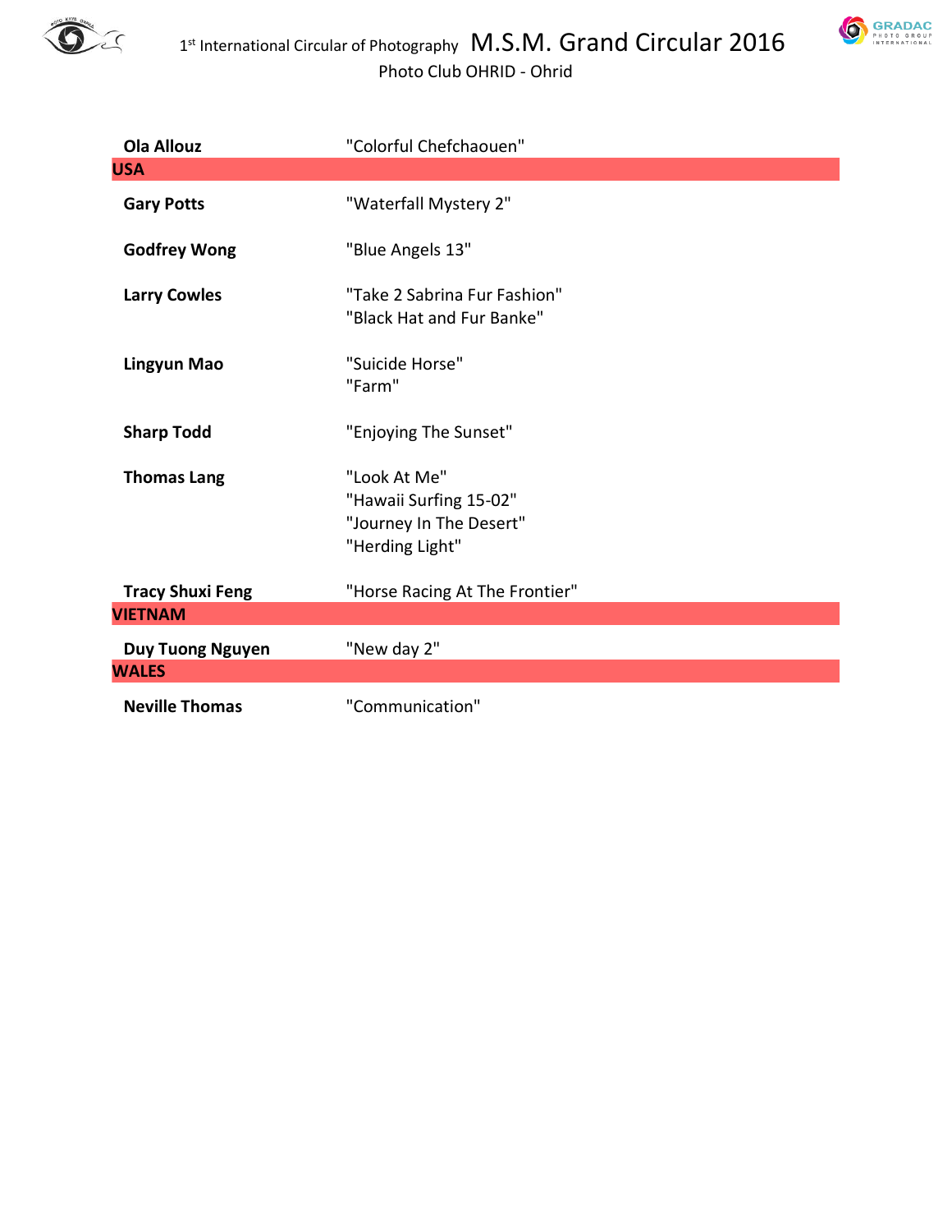| | |
|---|---|
| **Ola Allouz** | "Colorful Chefchaouen" |
| **USA** | |
| **Gary Potts** | "Waterfall Mystery 2" |
| **Godfrey Wong** | "Blue Angels 13" |
| **Larry Cowles** | "Take 2 Sabrina Fur Fashion"<br>"Black Hat and Fur Banke" |
| **Lingyun Mao** | "Suicide Horse"<br>"Farm" |
| **Sharp Todd** | "Enjoying The Sunset" |
| **Thomas Lang** | "Look At Me"<br>"Hawaii Surfing 15-02"<br>"Journey In The Desert"<br>"Herding Light" |
| **Tracy Shuxi Feng** | "Horse Racing At The Frontier" |
| **VIETNAM** | |
| **Duy Tuong Nguyen** | "New day 2" |
| **WALES** | |
| **Neville Thomas** | "Communication" |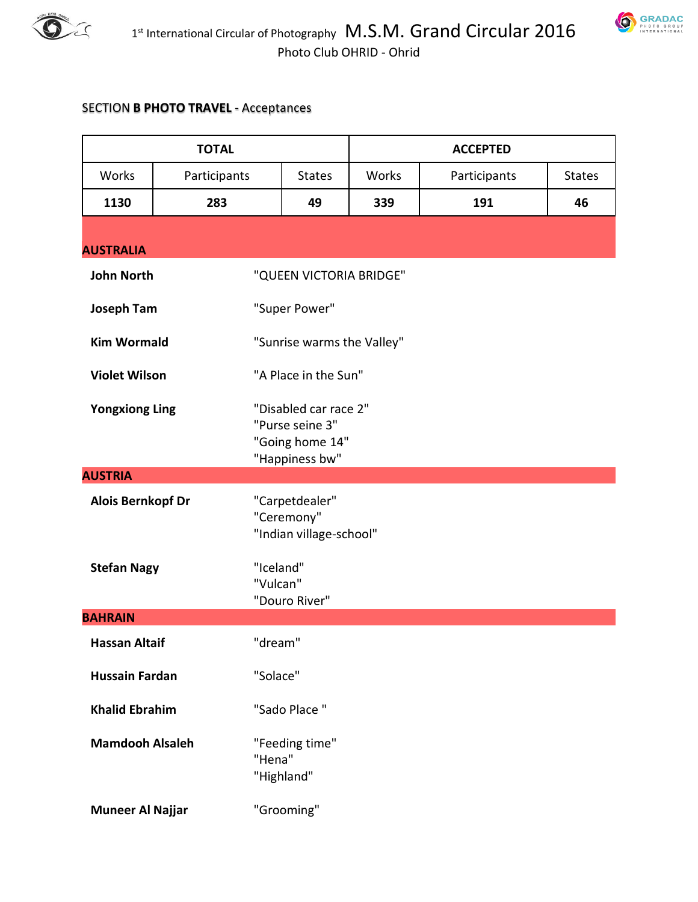1st International Circular of Photography M.S.M. Grand Circular 2016

Photo Club OHRID - Ohrid

SECTION **B PHOTO TRAVEL** - Acceptances

| TOTAL | | | ACCEPTED | | |
|---|---|---|---|---|---|
| Works | Participants | States | Works | Participants | States |
| **1130** | **283** | **49** | **339** | **191** | **46** |

## AUSTRALIA

**John North** — "QUEEN VICTORIA BRIDGE"

**Joseph Tam** — "Super Power"

**Kim Wormald** — "Sunrise warms the Valley"

**Violet Wilson** — "A Place in the Sun"

**Yongxiong Ling** — "Disabled car race 2"
"Purse seine 3"
"Going home 14"
"Happiness bw"

## AUSTRIA

**Alois Bernkopf Dr** — "Carpetdealer"
"Ceremony"
"Indian village-school"

**Stefan Nagy** — "Iceland"
"Vulcan"
"Douro River"

## BAHRAIN

**Hassan Altaif** — "dream"

**Hussain Fardan** — "Solace"

**Khalid Ebrahim** — "Sado Place "

**Mamdooh Alsaleh** — "Feeding time"
"Hena"
"Highland"

**Muneer Al Najjar** — "Grooming"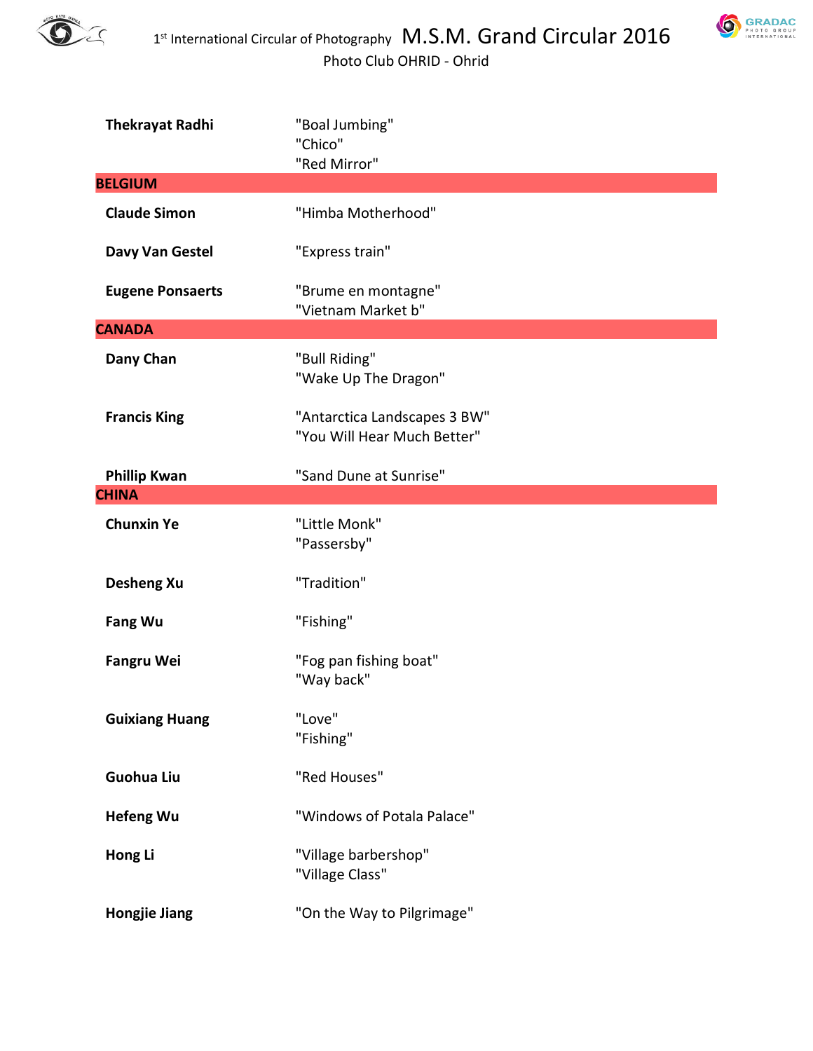| | |
|---|---|
| **Thekrayat Radhi** | "Boal Jumbing"<br>"Chico"<br>"Red Mirror" |
| **BELGIUM** | |
| **Claude Simon** | "Himba Motherhood" |
| **Davy Van Gestel** | "Express train" |
| **Eugene Ponsaerts** | "Brume en montagne"<br>"Vietnam Market b" |
| **CANADA** | |
| **Dany Chan** | "Bull Riding"<br>"Wake Up The Dragon" |
| **Francis King** | "Antarctica Landscapes 3 BW"<br>"You Will Hear Much Better" |
| **Phillip Kwan** | "Sand Dune at Sunrise" |
| **CHINA** | |
| **Chunxin Ye** | "Little Monk"<br>"Passersby" |
| **Desheng Xu** | "Tradition" |
| **Fang Wu** | "Fishing" |
| **Fangru Wei** | "Fog pan fishing boat"<br>"Way back" |
| **Guixiang Huang** | "Love"<br>"Fishing" |
| **Guohua Liu** | "Red Houses" |
| **Hefeng Wu** | "Windows of Potala Palace" |
| **Hong Li** | "Village barbershop"<br>"Village Class" |
| **Hongjie Jiang** | "On the Way to Pilgrimage" |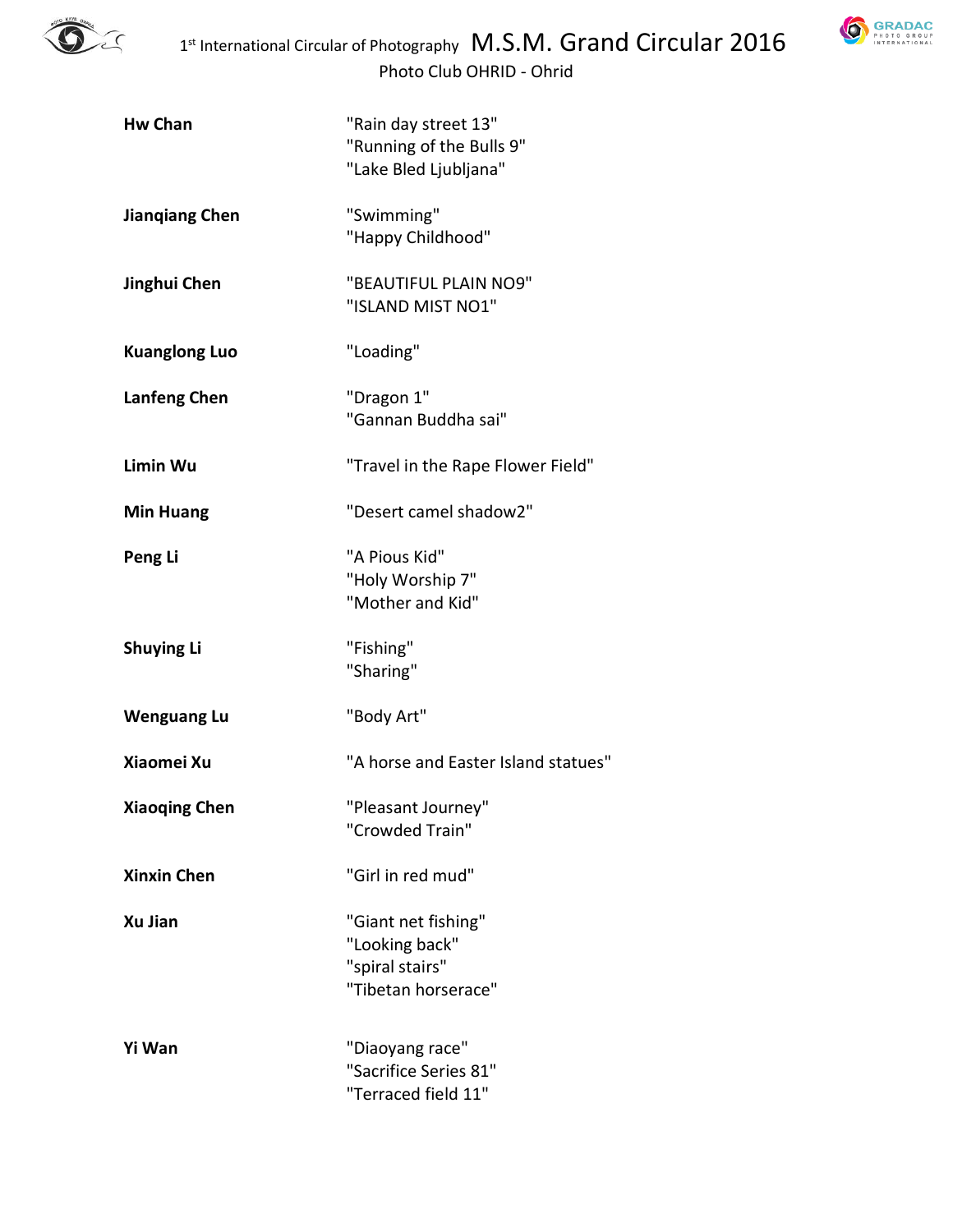| | |
|---|---|
| **Hw Chan** | "Rain day street 13"<br>"Running of the Bulls 9"<br>"Lake Bled Ljubljana" |
| **Jianqiang Chen** | "Swimming"<br>"Happy Childhood" |
| **Jinghui Chen** | "BEAUTIFUL PLAIN NO9"<br>"ISLAND MIST NO1" |
| **Kuanglong Luo** | "Loading" |
| **Lanfeng Chen** | "Dragon 1"<br>"Gannan Buddha sai" |
| **Limin Wu** | "Travel in the Rape Flower Field" |
| **Min Huang** | "Desert camel shadow2" |
| **Peng Li** | "A Pious Kid"<br>"Holy Worship 7"<br>"Mother and Kid" |
| **Shuying Li** | "Fishing"<br>"Sharing" |
| **Wenguang Lu** | "Body Art" |
| **Xiaomei Xu** | "A horse and Easter Island statues" |
| **Xiaoqing Chen** | "Pleasant Journey"<br>"Crowded Train" |
| **Xinxin Chen** | "Girl in red mud" |
| **Xu Jian** | "Giant net fishing"<br>"Looking back"<br>"spiral stairs"<br>"Tibetan horserace" |
| **Yi Wan** | "Diaoyang race"<br>"Sacrifice Series 81"<br>"Terraced field 11" |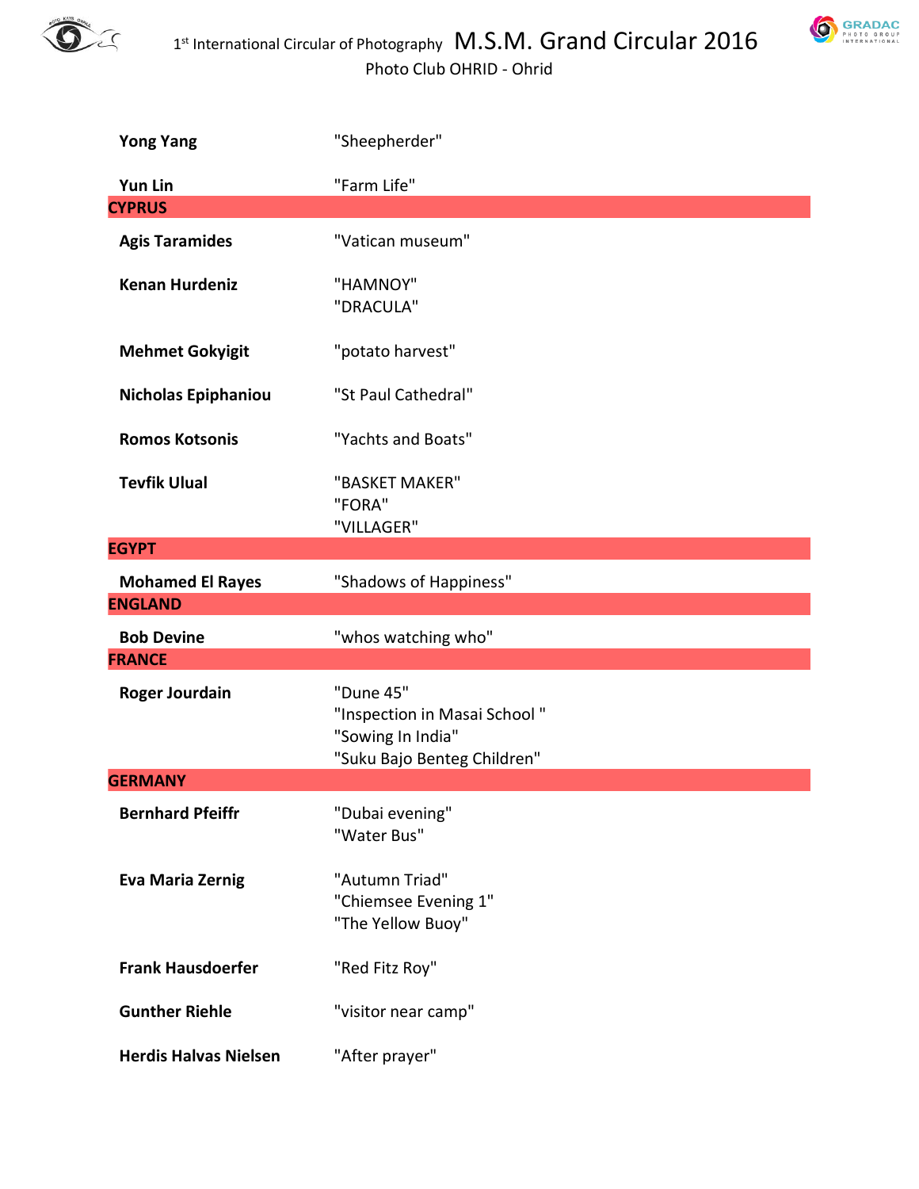| | |
|---|---|
| **Yong Yang** | "Sheepherder" |
| **Yun Lin** | "Farm Life" |
| **CYPRUS** | |
| **Agis Taramides** | "Vatican museum" |
| **Kenan Hurdeniz** | "HAMNOY"<br>"DRACULA" |
| **Mehmet Gokyigit** | "potato harvest" |
| **Nicholas Epiphaniou** | "St Paul Cathedral" |
| **Romos Kotsonis** | "Yachts and Boats" |
| **Tevfik Ulual** | "BASKET MAKER"<br>"FORA"<br>"VILLAGER" |
| **EGYPT** | |
| **Mohamed El Rayes** | "Shadows of Happiness" |
| **ENGLAND** | |
| **Bob Devine** | "whos watching who" |
| **FRANCE** | |
| **Roger Jourdain** | "Dune 45"<br>"Inspection in Masai School "<br>"Sowing In India"<br>"Suku Bajo Benteg Children" |
| **GERMANY** | |
| **Bernhard Pfeiffr** | "Dubai evening"<br>"Water Bus" |
| **Eva Maria Zernig** | "Autumn Triad"<br>"Chiemsee Evening 1"<br>"The Yellow Buoy" |
| **Frank Hausdoerfer** | "Red Fitz Roy" |
| **Gunther Riehle** | "visitor near camp" |
| **Herdis Halvas Nielsen** | "After prayer" |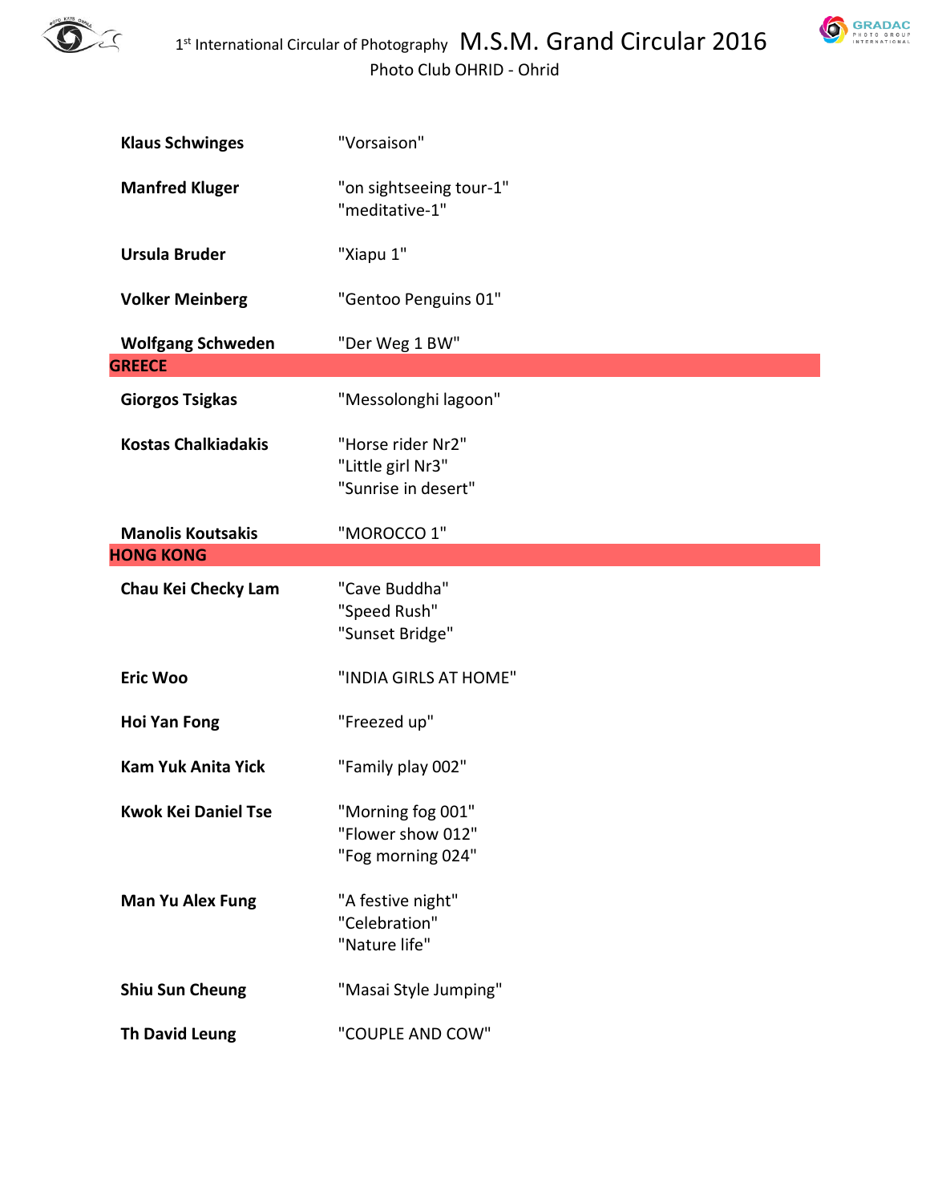| | |
|---|---|
| **Klaus Schwinges** | "Vorsaison" |
| **Manfred Kluger** | "on sightseeing tour-1"<br>"meditative-1" |
| **Ursula Bruder** | "Xiapu 1" |
| **Volker Meinberg** | "Gentoo Penguins 01" |
| **Wolfgang Schweden** | "Der Weg 1 BW" |
| **GREECE** | |
| **Giorgos Tsigkas** | "Messolonghi lagoon" |
| **Kostas Chalkiadakis** | "Horse rider Nr2"<br>"Little girl Nr3"<br>"Sunrise in desert" |
| **Manolis Koutsakis** | "MOROCCO 1" |
| **HONG KONG** | |
| **Chau Kei Checky Lam** | "Cave Buddha"<br>"Speed Rush"<br>"Sunset Bridge" |
| **Eric Woo** | "INDIA GIRLS AT HOME" |
| **Hoi Yan Fong** | "Freezed up" |
| **Kam Yuk Anita Yick** | "Family play 002" |
| **Kwok Kei Daniel Tse** | "Morning fog 001"<br>"Flower show 012"<br>"Fog morning 024" |
| **Man Yu Alex Fung** | "A festive night"<br>"Celebration"<br>"Nature life" |
| **Shiu Sun Cheung** | "Masai Style Jumping" |
| **Th David Leung** | "COUPLE AND COW" |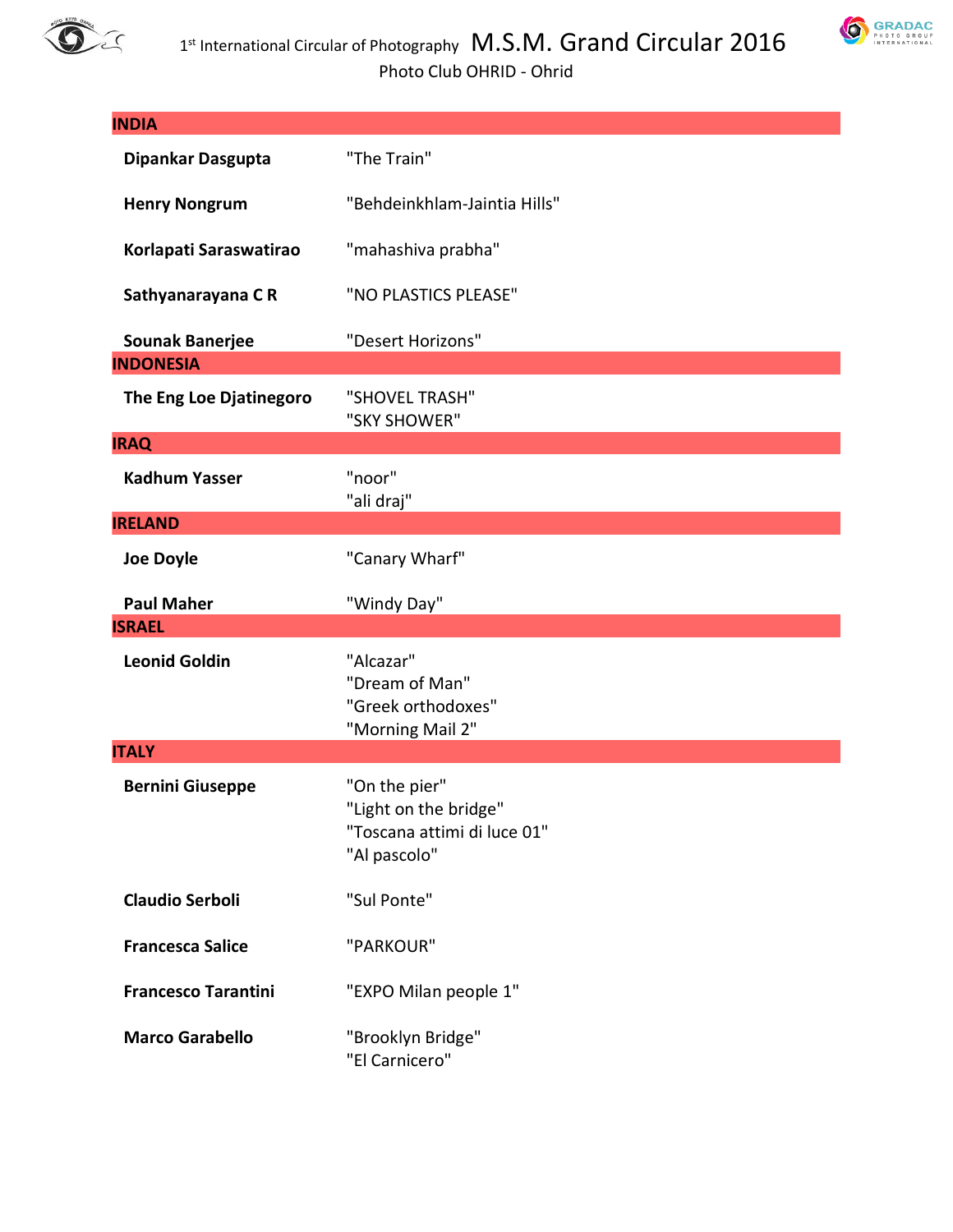## INDIA

| | |
|---|---|
| **Dipankar Dasgupta** | "The Train" |
| **Henry Nongrum** | "Behdeinkhlam-Jaintia Hills" |
| **Korlapati Saraswatirao** | "mahashiva prabha" |
| **Sathyanarayana C R** | "NO PLASTICS PLEASE" |
| **Sounak Banerjee** | "Desert Horizons" |

## INDONESIA

| | |
|---|---|
| **The Eng Loe Djatinegoro** | "SHOVEL TRASH"<br>"SKY SHOWER" |

## IRAQ

| | |
|---|---|
| **Kadhum Yasser** | "noor"<br>"ali draj" |

## IRELAND

| | |
|---|---|
| **Joe Doyle** | "Canary Wharf" |
| **Paul Maher** | "Windy Day" |

## ISRAEL

| | |
|---|---|
| **Leonid Goldin** | "Alcazar"<br>"Dream of Man"<br>"Greek orthodoxes"<br>"Morning Mail 2" |

## ITALY

| | |
|---|---|
| **Bernini Giuseppe** | "On the pier"<br>"Light on the bridge"<br>"Toscana attimi di luce 01"<br>"Al pascolo" |
| **Claudio Serboli** | "Sul Ponte" |
| **Francesca Salice** | "PARKOUR" |
| **Francesco Tarantini** | "EXPO Milan people 1" |
| **Marco Garabello** | "Brooklyn Bridge"<br>"El Carnicero" |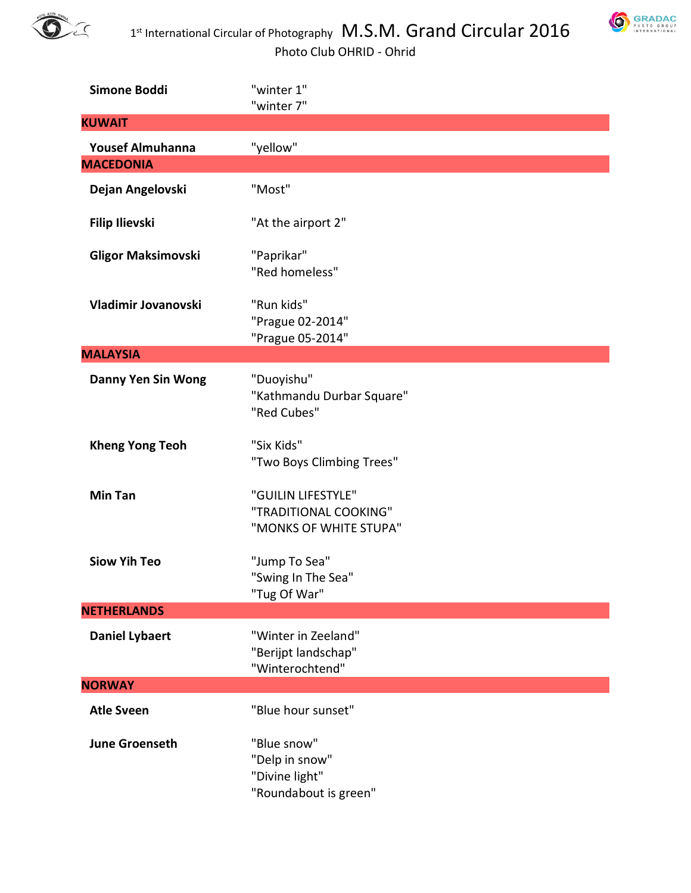| | |
|---|---|
| **Simone Boddi** | "winter 1"<br>"winter 7" |
| **KUWAIT** | |
| **Yousef Almuhanna** | "yellow" |
| **MACEDONIA** | |
| **Dejan Angelovski** | "Most" |
| **Filip Ilievski** | "At the airport 2" |
| **Gligor Maksimovski** | "Paprikar"<br>"Red homeless" |
| **Vladimir Jovanovski** | "Run kids"<br>"Prague 02-2014"<br>"Prague 05-2014" |
| **MALAYSIA** | |
| **Danny Yen Sin Wong** | "Duoyishu"<br>"Kathmandu Durbar Square"<br>"Red Cubes" |
| **Kheng Yong Teoh** | "Six Kids"<br>"Two Boys Climbing Trees" |
| **Min Tan** | "GUILIN LIFESTYLE"<br>"TRADITIONAL COOKING"<br>"MONKS OF WHITE STUPA" |
| **Siow Yih Teo** | "Jump To Sea"<br>"Swing In The Sea"<br>"Tug Of War" |
| **NETHERLANDS** | |
| **Daniel Lybaert** | "Winter in Zeeland"<br>"Berijpt landschap"<br>"Winterochtend" |
| **NORWAY** | |
| **Atle Sveen** | "Blue hour sunset" |
| **June Groenseth** | "Blue snow"<br>"Delp in snow"<br>"Divine light"<br>"Roundabout is green" |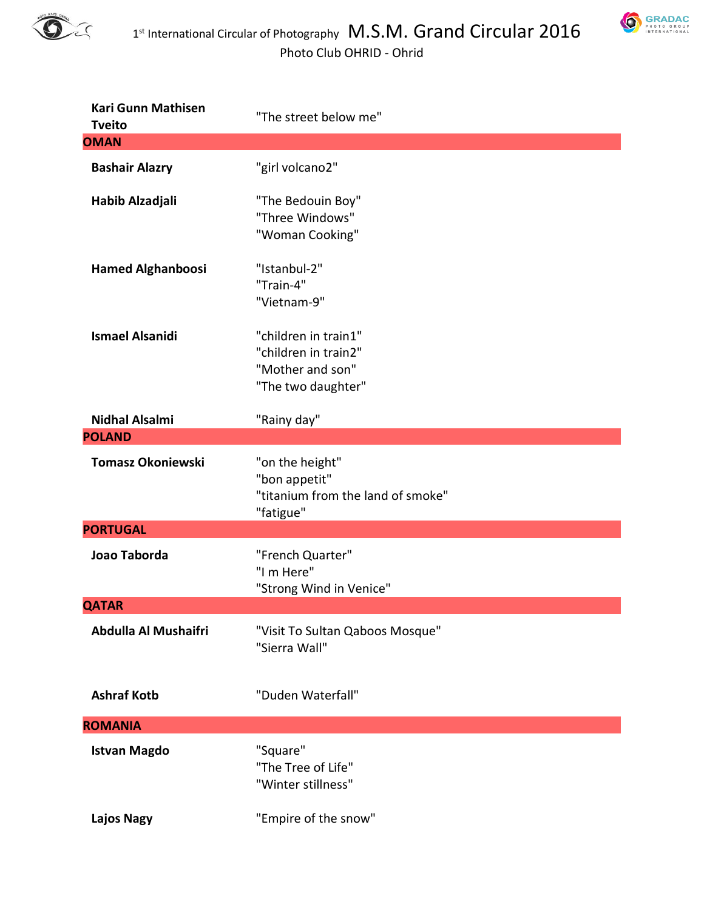| | |
|---|---|
| **Kari Gunn Mathisen Tveito** | "The street below me" |
| **OMAN** | |
| **Bashair Alazry** | "girl volcano2" |
| **Habib Alzadjali** | "The Bedouin Boy"<br>"Three Windows"<br>"Woman Cooking" |
| **Hamed Alghanboosi** | "Istanbul-2"<br>"Train-4"<br>"Vietnam-9" |
| **Ismael Alsanidi** | "children in train1"<br>"children in train2"<br>"Mother and son"<br>"The two daughter" |
| **Nidhal Alsalmi** | "Rainy day" |
| **POLAND** | |
| **Tomasz Okoniewski** | "on the height"<br>"bon appetit"<br>"titanium from the land of smoke"<br>"fatigue" |
| **PORTUGAL** | |
| **Joao Taborda** | "French Quarter"<br>"I m Here"<br>"Strong Wind in Venice" |
| **QATAR** | |
| **Abdulla Al Mushaifri** | "Visit To Sultan Qaboos Mosque"<br>"Sierra Wall" |
| **Ashraf Kotb** | "Duden Waterfall" |
| **ROMANIA** | |
| **Istvan Magdo** | "Square"<br>"The Tree of Life"<br>"Winter stillness" |
| **Lajos Nagy** | "Empire of the snow" |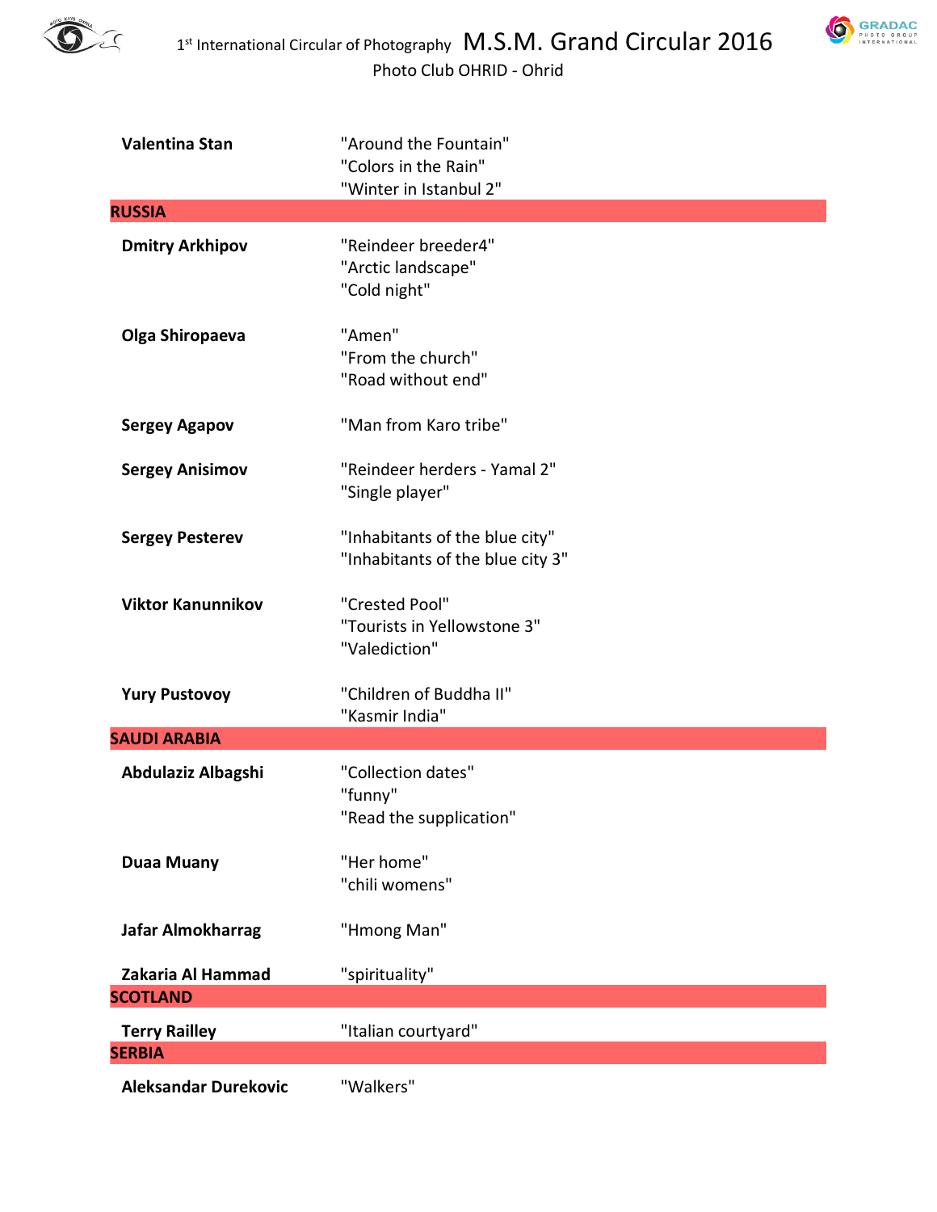| | |
|---|---|
| **Valentina Stan** | "Around the Fountain" |
| | "Colors in the Rain" |
| | "Winter in Istanbul 2" |
| **RUSSIA** | |
| **Dmitry Arkhipov** | "Reindeer breeder4" |
| | "Arctic landscape" |
| | "Cold night" |
| **Olga Shiropaeva** | "Amen" |
| | "From the church" |
| | "Road without end" |
| **Sergey Agapov** | "Man from Karo tribe" |
| **Sergey Anisimov** | "Reindeer herders - Yamal 2" |
| | "Single player" |
| **Sergey Pesterev** | "Inhabitants of the blue city" |
| | "Inhabitants of the blue city 3" |
| **Viktor Kanunnikov** | "Crested Pool" |
| | "Tourists in Yellowstone 3" |
| | "Valediction" |
| **Yury Pustovoy** | "Children of Buddha II" |
| | "Kasmir India" |
| **SAUDI ARABIA** | |
| **Abdulaziz Albagshi** | "Collection dates" |
| | "funny" |
| | "Read the supplication" |
| **Duaa Muany** | "Her home" |
| | "chili womens" |
| **Jafar Almokharrag** | "Hmong Man" |
| **Zakaria Al Hammad** | "spirituality" |
| **SCOTLAND** | |
| **Terry Railley** | "Italian courtyard" |
| **SERBIA** | |
| **Aleksandar Durekovic** | "Walkers" |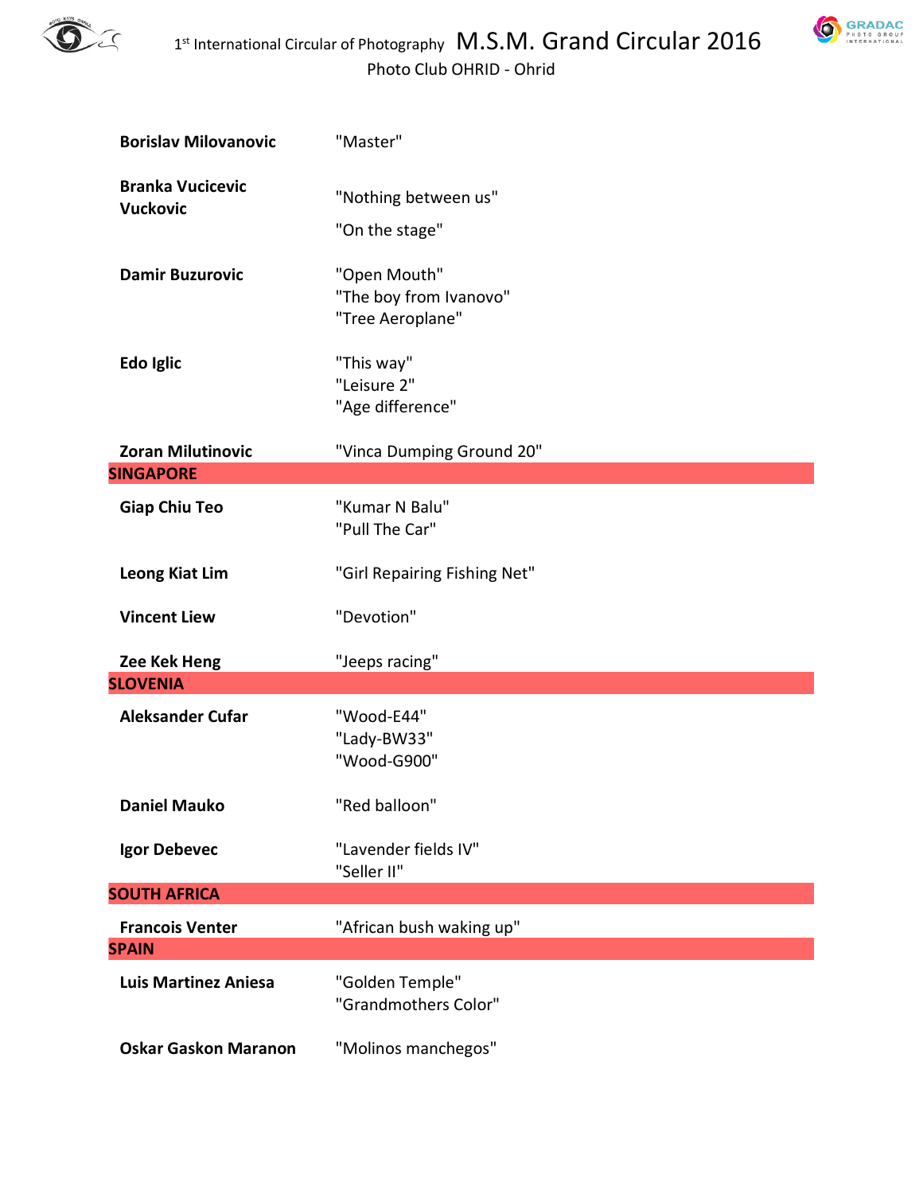| | |
|---|---|
| **Borislav Milovanovic** | "Master" |
| **Branka Vucicevic Vuckovic** | "Nothing between us" |
| | "On the stage" |
| **Damir Buzurovic** | "Open Mouth" |
| | "The boy from Ivanovo" |
| | "Tree Aeroplane" |
| **Edo Iglic** | "This way" |
| | "Leisure 2" |
| | "Age difference" |
| **Zoran Milutinovic** | "Vinca Dumping Ground 20" |
| **SINGAPORE** | |
| **Giap Chiu Teo** | "Kumar N Balu" |
| | "Pull The Car" |
| **Leong Kiat Lim** | "Girl Repairing Fishing Net" |
| **Vincent Liew** | "Devotion" |
| **Zee Kek Heng** | "Jeeps racing" |
| **SLOVENIA** | |
| **Aleksander Cufar** | "Wood-E44" |
| | "Lady-BW33" |
| | "Wood-G900" |
| **Daniel Mauko** | "Red balloon" |
| **Igor Debevec** | "Lavender fields IV" |
| | "Seller II" |
| **SOUTH AFRICA** | |
| **Francois Venter** | "African bush waking up" |
| **SPAIN** | |
| **Luis Martinez Aniesa** | "Golden Temple" |
| | "Grandmothers Color" |
| **Oskar Gaskon Maranon** | "Molinos manchegos" |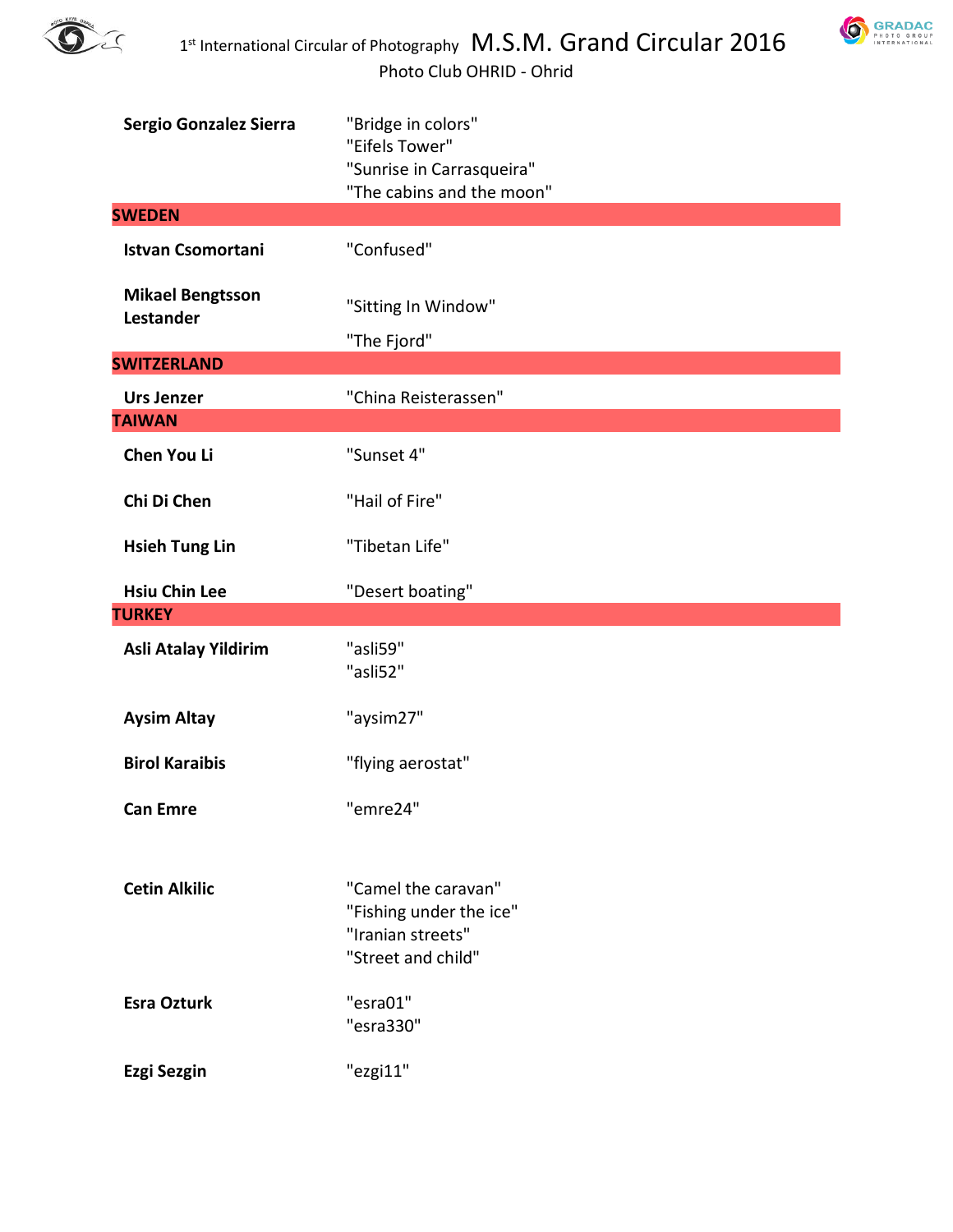| | |
|---|---|
| **Sergio Gonzalez Sierra** | "Bridge in colors"<br>"Eifels Tower"<br>"Sunrise in Carrasqueira"<br>"The cabins and the moon" |
| **SWEDEN** | |
| **Istvan Csomortani** | "Confused" |
| **Mikael Bengtsson Lestander** | "Sitting In Window"<br>"The Fjord" |
| **SWITZERLAND** | |
| **Urs Jenzer** | "China Reisterassen" |
| **TAIWAN** | |
| **Chen You Li** | "Sunset 4" |
| **Chi Di Chen** | "Hail of Fire" |
| **Hsieh Tung Lin** | "Tibetan Life" |
| **Hsiu Chin Lee** | "Desert boating" |
| **TURKEY** | |
| **Asli Atalay Yildirim** | "asli59"<br>"asli52" |
| **Aysim Altay** | "aysim27" |
| **Birol Karaibis** | "flying aerostat" |
| **Can Emre** | "emre24" |
| **Cetin Alkilic** | "Camel the caravan"<br>"Fishing under the ice"<br>"Iranian streets"<br>"Street and child" |
| **Esra Ozturk** | "esra01"<br>"esra330" |
| **Ezgi Sezgin** | "ezgi11" |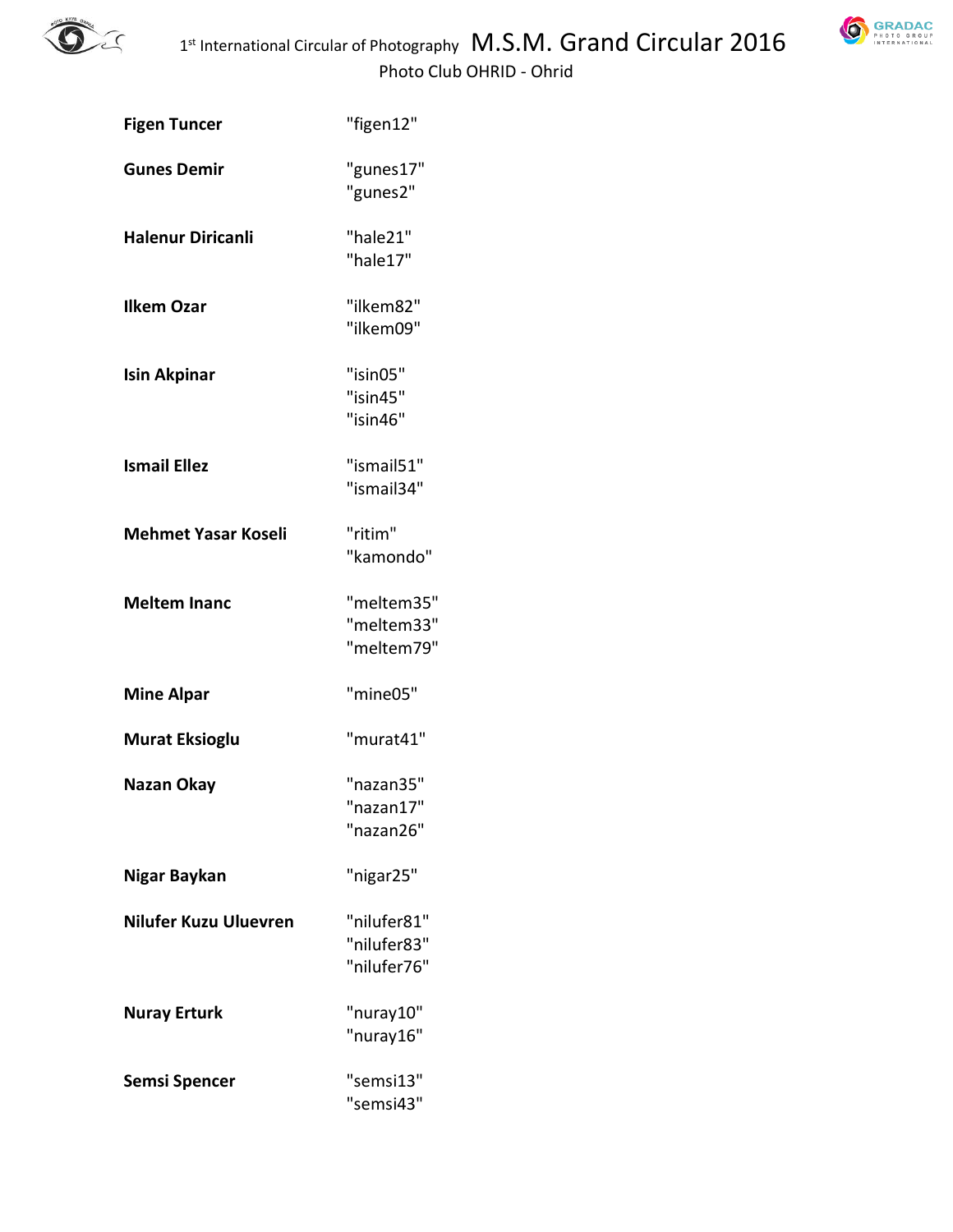| | |
|---|---|
| **Figen Tuncer** | "figen12" |
| **Gunes Demir** | "gunes17"<br>"gunes2" |
| **Halenur Diricanli** | "hale21"<br>"hale17" |
| **Ilkem Ozar** | "ilkem82"<br>"ilkem09" |
| **Isin Akpinar** | "isin05"<br>"isin45"<br>"isin46" |
| **Ismail Ellez** | "ismail51"<br>"ismail34" |
| **Mehmet Yasar Koseli** | "ritim"<br>"kamondo" |
| **Meltem Inanc** | "meltem35"<br>"meltem33"<br>"meltem79" |
| **Mine Alpar** | "mine05" |
| **Murat Eksioglu** | "murat41" |
| **Nazan Okay** | "nazan35"<br>"nazan17"<br>"nazan26" |
| **Nigar Baykan** | "nigar25" |
| **Nilufer Kuzu Uluevren** | "nilufer81"<br>"nilufer83"<br>"nilufer76" |
| **Nuray Erturk** | "nuray10"<br>"nuray16" |
| **Semsi Spencer** | "semsi13"<br>"semsi43" |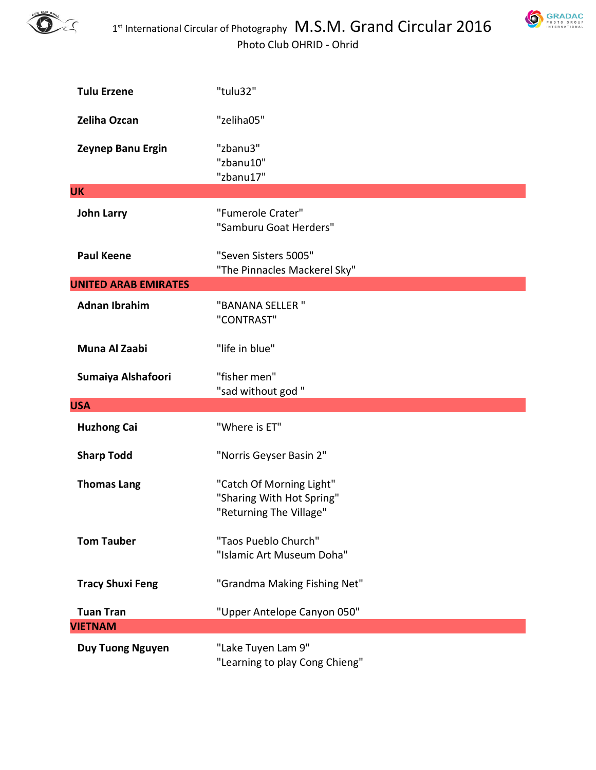| | |
|---|---|
| **Tulu Erzene** | "tulu32" |
| **Zeliha Ozcan** | "zeliha05" |
| **Zeynep Banu Ergin** | "zbanu3"<br>"zbanu10"<br>"zbanu17" |
| **UK** | |
| **John Larry** | "Fumerole Crater"<br>"Samburu Goat Herders" |
| **Paul Keene** | "Seven Sisters 5005"<br>"The Pinnacles Mackerel Sky" |
| **UNITED ARAB EMIRATES** | |
| **Adnan Ibrahim** | "BANANA SELLER "<br>"CONTRAST" |
| **Muna Al Zaabi** | "life in blue" |
| **Sumaiya Alshafoori** | "fisher men"<br>"sad without god " |
| **USA** | |
| **Huzhong Cai** | "Where is ET" |
| **Sharp Todd** | "Norris Geyser Basin 2" |
| **Thomas Lang** | "Catch Of Morning Light"<br>"Sharing With Hot Spring"<br>"Returning The Village" |
| **Tom Tauber** | "Taos Pueblo Church"<br>"Islamic Art Museum Doha" |
| **Tracy Shuxi Feng** | "Grandma Making Fishing Net" |
| **Tuan Tran** | "Upper Antelope Canyon 050" |
| **VIETNAM** | |
| **Duy Tuong Nguyen** | "Lake Tuyen Lam 9"<br>"Learning to play Cong Chieng" |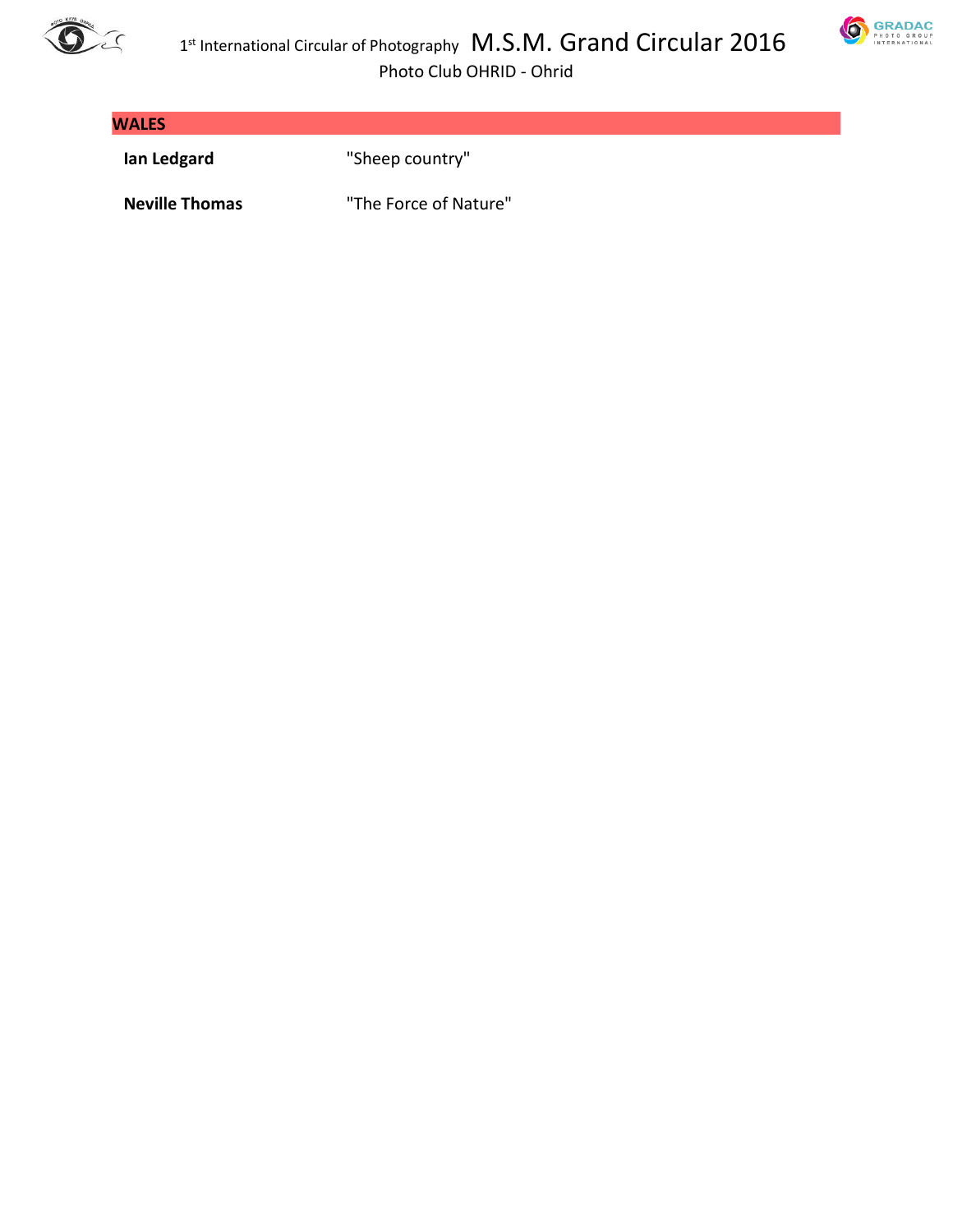## WALES

**Ian Ledgard** "Sheep country"

**Neville Thomas** "The Force of Nature"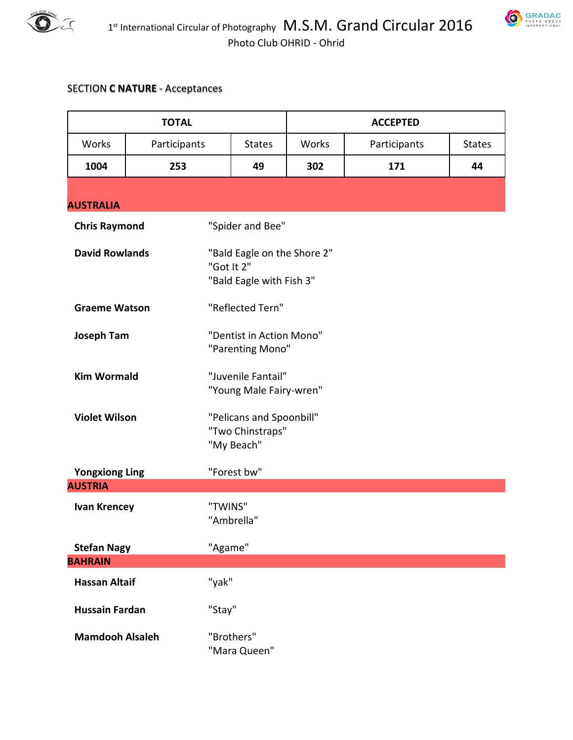# M.S.M. Grand Circular 2016

1st International Circular of Photography

Photo Club OHRID - Ohrid

SECTION **C NATURE** - Acceptances

| TOTAL | | | ACCEPTED | | |
|---|---|---|---|---|---|
| Works | Participants | States | Works | Participants | States |
| **1004** | **253** | **49** | **302** | **171** | **44** |

## AUSTRALIA

**Chris Raymond**
"Spider and Bee"

**David Rowlands**
"Bald Eagle on the Shore 2"
"Got It 2"
"Bald Eagle with Fish 3"

**Graeme Watson**
"Reflected Tern"

**Joseph Tam**
"Dentist in Action Mono"
"Parenting Mono"

**Kim Wormald**
"Juvenile Fantail"
"Young Male Fairy-wren"

**Violet Wilson**
"Pelicans and Spoonbill"
"Two Chinstraps"
"My Beach"

**Yongxiong Ling**
"Forest bw"

## AUSTRIA

**Ivan Krencey**
"TWINS"
"Ambrella"

**Stefan Nagy**
"Agame"

## BAHRAIN

**Hassan Altaif**
"yak"

**Hussain Fardan**
"Stay"

**Mamdooh Alsaleh**
"Brothers"
"Mara Queen"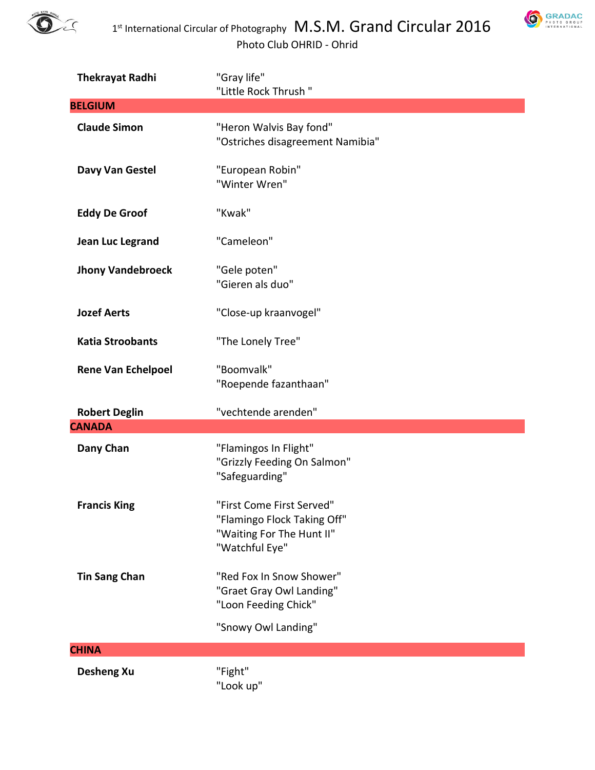| | |
|---|---|
| **Thekrayat Radhi** | "Gray life"<br>"Little Rock Thrush " |
| **BELGIUM** | |
| **Claude Simon** | "Heron Walvis Bay fond"<br>"Ostriches disagreement Namibia" |
| **Davy Van Gestel** | "European Robin"<br>"Winter Wren" |
| **Eddy De Groof** | "Kwak" |
| **Jean Luc Legrand** | "Cameleon" |
| **Jhony Vandebroeck** | "Gele poten"<br>"Gieren als duo" |
| **Jozef Aerts** | "Close-up kraanvogel" |
| **Katia Stroobants** | "The Lonely Tree" |
| **Rene Van Echelpoel** | "Boomvalk"<br>"Roepende fazanthaan" |
| **Robert Deglin** | "vechtende arenden" |
| **CANADA** | |
| **Dany Chan** | "Flamingos In Flight"<br>"Grizzly Feeding On Salmon"<br>"Safeguarding" |
| **Francis King** | "First Come First Served"<br>"Flamingo Flock Taking Off"<br>"Waiting For The Hunt II"<br>"Watchful Eye" |
| **Tin Sang Chan** | "Red Fox In Snow Shower"<br>"Graet Gray Owl Landing"<br>"Loon Feeding Chick"<br>"Snowy Owl Landing" |
| **CHINA** | |
| **Desheng Xu** | "Fight"<br>"Look up" |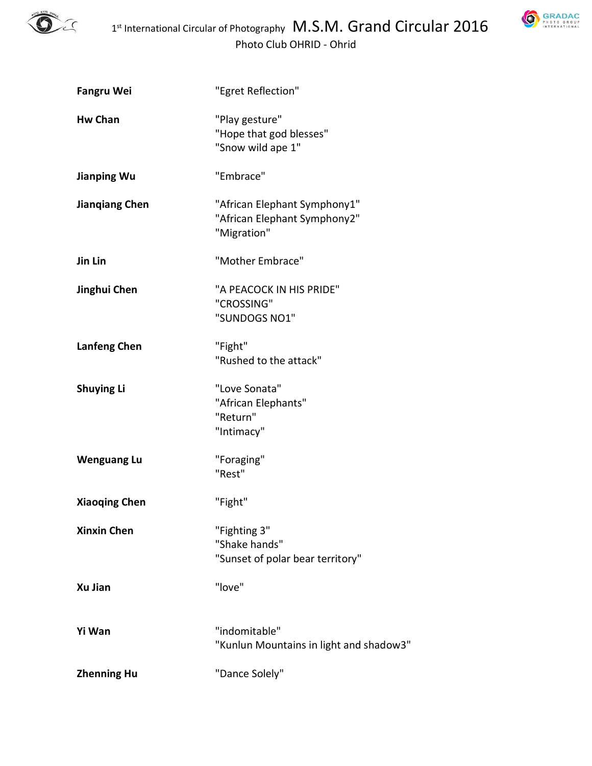| | |
|---|---|
| **Fangru Wei** | "Egret Reflection" |
| **Hw Chan** | "Play gesture"<br>"Hope that god blesses"<br>"Snow wild ape 1" |
| **Jianping Wu** | "Embrace" |
| **Jianqiang Chen** | "African Elephant Symphony1"<br>"African Elephant Symphony2"<br>"Migration" |
| **Jin Lin** | "Mother Embrace" |
| **Jinghui Chen** | "A PEACOCK IN HIS PRIDE"<br>"CROSSING"<br>"SUNDOGS NO1" |
| **Lanfeng Chen** | "Fight"<br>"Rushed to the attack" |
| **Shuying Li** | "Love Sonata"<br>"African Elephants"<br>"Return"<br>"Intimacy" |
| **Wenguang Lu** | "Foraging"<br>"Rest" |
| **Xiaoqing Chen** | "Fight" |
| **Xinxin Chen** | "Fighting 3"<br>"Shake hands"<br>"Sunset of polar bear territory" |
| **Xu Jian** | "love" |
| **Yi Wan** | "indomitable"<br>"Kunlun Mountains in light and shadow3" |
| **Zhenning Hu** | "Dance Solely" |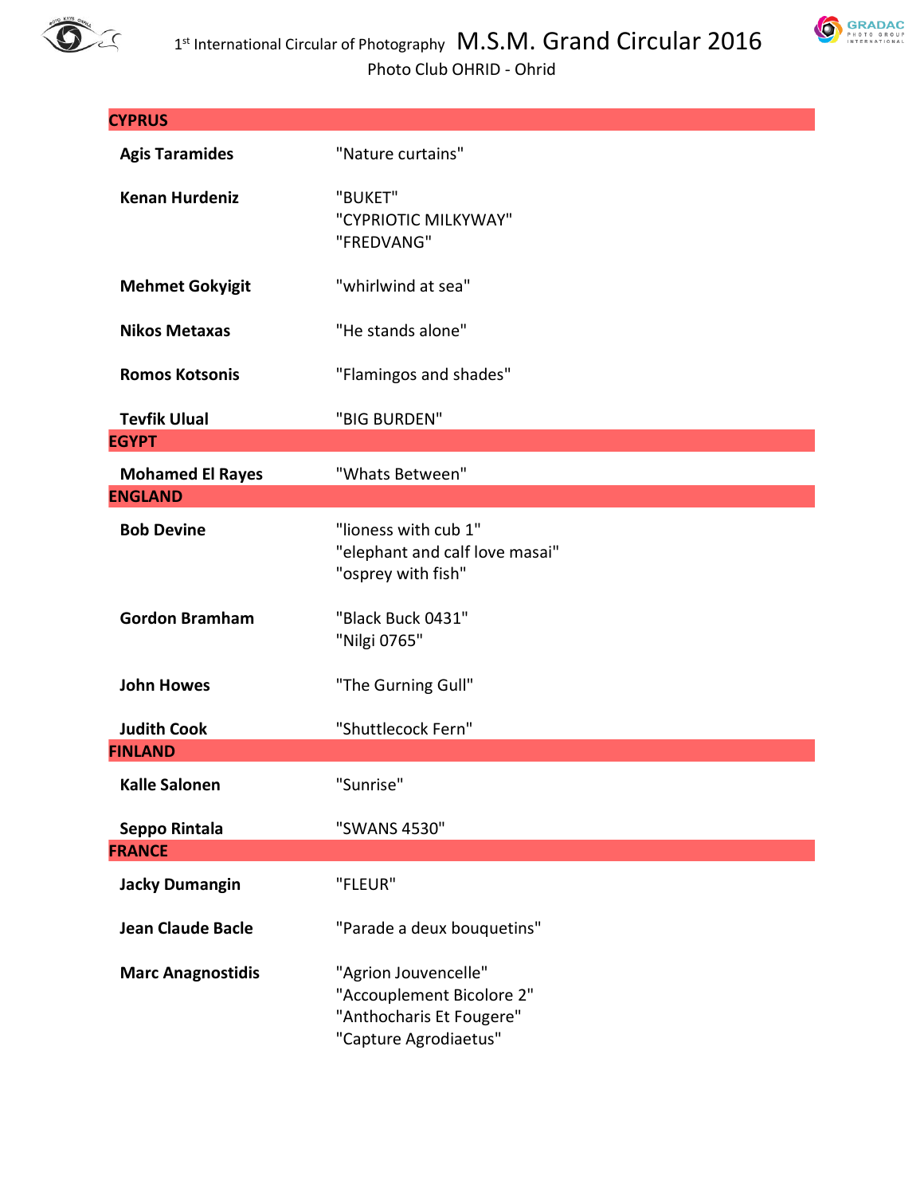# M.S.M. Grand Circular 2016

1st International Circular of Photography

Photo Club OHRID - Ohrid

| | |
|---|---|
| **CYPRUS** | |
| **Agis Taramides** | "Nature curtains" |
| **Kenan Hurdeniz** | "BUKET"<br>"CYPRIOTIC MILKYWAY"<br>"FREDVANG" |
| **Mehmet Gokyigit** | "whirlwind at sea" |
| **Nikos Metaxas** | "He stands alone" |
| **Romos Kotsonis** | "Flamingos and shades" |
| **Tevfik Ulual** | "BIG BURDEN" |
| **EGYPT** | |
| **Mohamed El Rayes** | "Whats Between" |
| **ENGLAND** | |
| **Bob Devine** | "lioness with cub 1"<br>"elephant and calf love masai"<br>"osprey with fish" |
| **Gordon Bramham** | "Black Buck 0431"<br>"Nilgi 0765" |
| **John Howes** | "The Gurning Gull" |
| **Judith Cook** | "Shuttlecock Fern" |
| **FINLAND** | |
| **Kalle Salonen** | "Sunrise" |
| **Seppo Rintala** | "SWANS 4530" |
| **FRANCE** | |
| **Jacky Dumangin** | "FLEUR" |
| **Jean Claude Bacle** | "Parade a deux bouquetins" |
| **Marc Anagnostidis** | "Agrion Jouvencelle"<br>"Accouplement Bicolore 2"<br>"Anthocharis Et Fougere"<br>"Capture Agrodiaetus" |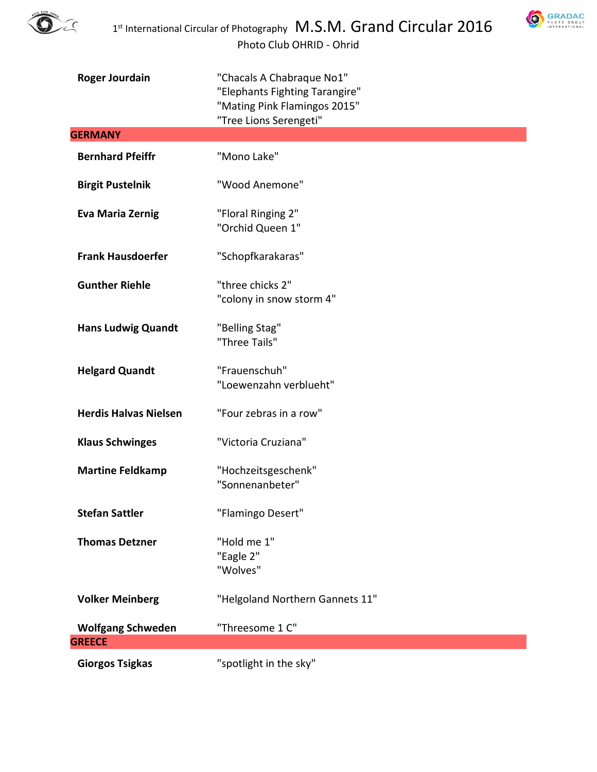| | |
|---|---|
| **Roger Jourdain** | "Chacals A Chabraque No1"<br>"Elephants Fighting Tarangire"<br>"Mating Pink Flamingos 2015"<br>"Tree Lions Serengeti" |
| **GERMANY** | |
| **Bernhard Pfeiffr** | "Mono Lake" |
| **Birgit Pustelnik** | "Wood Anemone" |
| **Eva Maria Zernig** | "Floral Ringing 2"<br>"Orchid Queen 1" |
| **Frank Hausdoerfer** | "Schopfkarakaras" |
| **Gunther Riehle** | "three chicks 2"<br>"colony in snow storm 4" |
| **Hans Ludwig Quandt** | "Belling Stag"<br>"Three Tails" |
| **Helgard Quandt** | "Frauenschuh"<br>"Loewenzahn verblueht" |
| **Herdis Halvas Nielsen** | "Four zebras in a row" |
| **Klaus Schwinges** | "Victoria Cruziana" |
| **Martine Feldkamp** | "Hochzeitsgeschenk"<br>"Sonnenanbeter" |
| **Stefan Sattler** | "Flamingo Desert" |
| **Thomas Detzner** | "Hold me 1"<br>"Eagle 2"<br>"Wolves" |
| **Volker Meinberg** | "Helgoland Northern Gannets 11" |
| **Wolfgang Schweden** | "Threesome 1 C" |
| **GREECE** | |
| **Giorgos Tsigkas** | "spotlight in the sky" |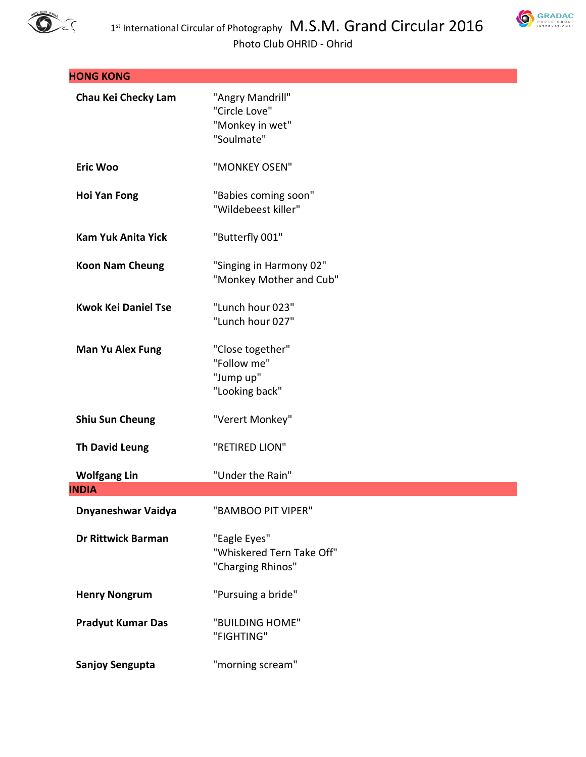## HONG KONG

| | |
|---|---|
| **Chau Kei Checky Lam** | "Angry Mandrill"<br>"Circle Love"<br>"Monkey in wet"<br>"Soulmate" |
| **Eric Woo** | "MONKEY OSEN" |
| **Hoi Yan Fong** | "Babies coming soon"<br>"Wildebeest killer" |
| **Kam Yuk Anita Yick** | "Butterfly 001" |
| **Koon Nam Cheung** | "Singing in Harmony 02"<br>"Monkey Mother and Cub" |
| **Kwok Kei Daniel Tse** | "Lunch hour 023"<br>"Lunch hour 027" |
| **Man Yu Alex Fung** | "Close together"<br>"Follow me"<br>"Jump up"<br>"Looking back" |
| **Shiu Sun Cheung** | "Verert Monkey" |
| **Th David Leung** | "RETIRED LION" |
| **Wolfgang Lin** | "Under the Rain" |

## INDIA

| | |
|---|---|
| **Dnyaneshwar Vaidya** | "BAMBOO PIT VIPER" |
| **Dr Rittwick Barman** | "Eagle Eyes"<br>"Whiskered Tern Take Off"<br>"Charging Rhinos" |
| **Henry Nongrum** | "Pursuing a bride" |
| **Pradyut Kumar Das** | "BUILDING HOME"<br>"FIGHTING" |
| **Sanjoy Sengupta** | "morning scream" |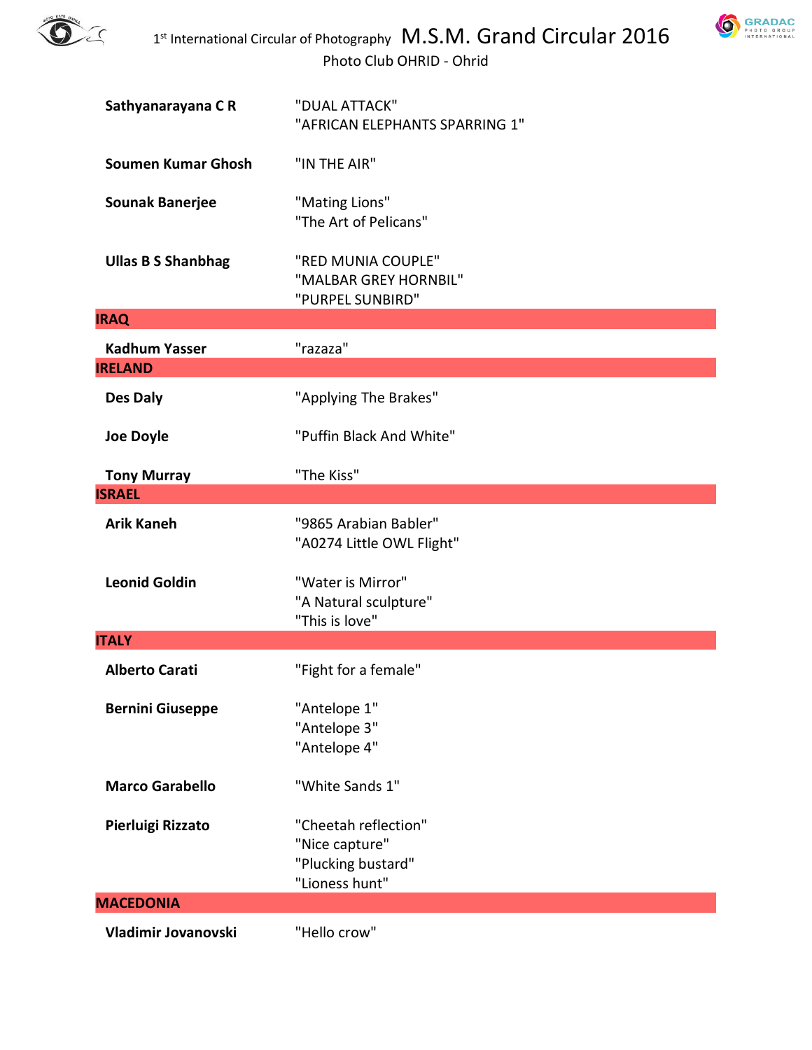| | |
|---|---|
| **Sathyanarayana C R** | "DUAL ATTACK"<br>"AFRICAN ELEPHANTS SPARRING 1" |
| **Soumen Kumar Ghosh** | "IN THE AIR" |
| **Sounak Banerjee** | "Mating Lions"<br>"The Art of Pelicans" |
| **Ullas B S Shanbhag** | "RED MUNIA COUPLE"<br>"MALBAR GREY HORNBIL"<br>"PURPEL SUNBIRD" |
| **IRAQ** | |
| **Kadhum Yasser** | "razaza" |
| **IRELAND** | |
| **Des Daly** | "Applying The Brakes" |
| **Joe Doyle** | "Puffin Black And White" |
| **Tony Murray** | "The Kiss" |
| **ISRAEL** | |
| **Arik Kaneh** | "9865 Arabian Babler"<br>"A0274 Little OWL Flight" |
| **Leonid Goldin** | "Water is Mirror"<br>"A Natural sculpture"<br>"This is love" |
| **ITALY** | |
| **Alberto Carati** | "Fight for a female" |
| **Bernini Giuseppe** | "Antelope 1"<br>"Antelope 3"<br>"Antelope 4" |
| **Marco Garabello** | "White Sands 1" |
| **Pierluigi Rizzato** | "Cheetah reflection"<br>"Nice capture"<br>"Plucking bustard"<br>"Lioness hunt" |
| **MACEDONIA** | |
| **Vladimir Jovanovski** | "Hello crow" |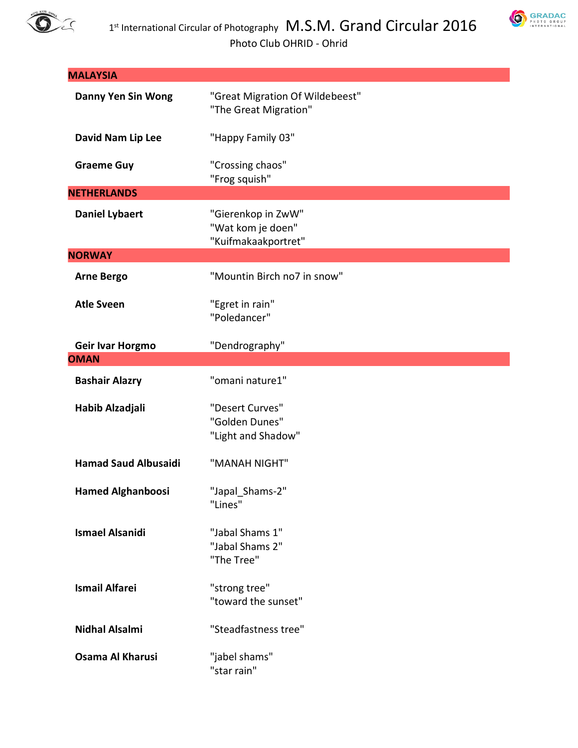## MALAYSIA

| | |
|---|---|
| **Danny Yen Sin Wong** | "Great Migration Of Wildebeest"<br>"The Great Migration" |
| **David Nam Lip Lee** | "Happy Family 03" |
| **Graeme Guy** | "Crossing chaos"<br>"Frog squish" |

## NETHERLANDS

| | |
|---|---|
| **Daniel Lybaert** | "Gierenkop in ZwW"<br>"Wat kom je doen"<br>"Kuifmakaakportret" |

## NORWAY

| | |
|---|---|
| **Arne Bergo** | "Mountin Birch no7 in snow" |
| **Atle Sveen** | "Egret in rain"<br>"Poledancer" |
| **Geir Ivar Horgmo** | "Dendrography" |

## OMAN

| | |
|---|---|
| **Bashair Alazry** | "omani nature1" |
| **Habib Alzadjali** | "Desert Curves"<br>"Golden Dunes"<br>"Light and Shadow" |
| **Hamad Saud Albusaidi** | "MANAH NIGHT" |
| **Hamed Alghanboosi** | "Japal_Shams-2"<br>"Lines" |
| **Ismael Alsanidi** | "Jabal Shams 1"<br>"Jabal Shams 2"<br>"The Tree" |
| **Ismail Alfarei** | "strong tree"<br>"toward the sunset" |
| **Nidhal Alsalmi** | "Steadfastness tree" |
| **Osama Al Kharusi** | "jabel shams"<br>"star rain" |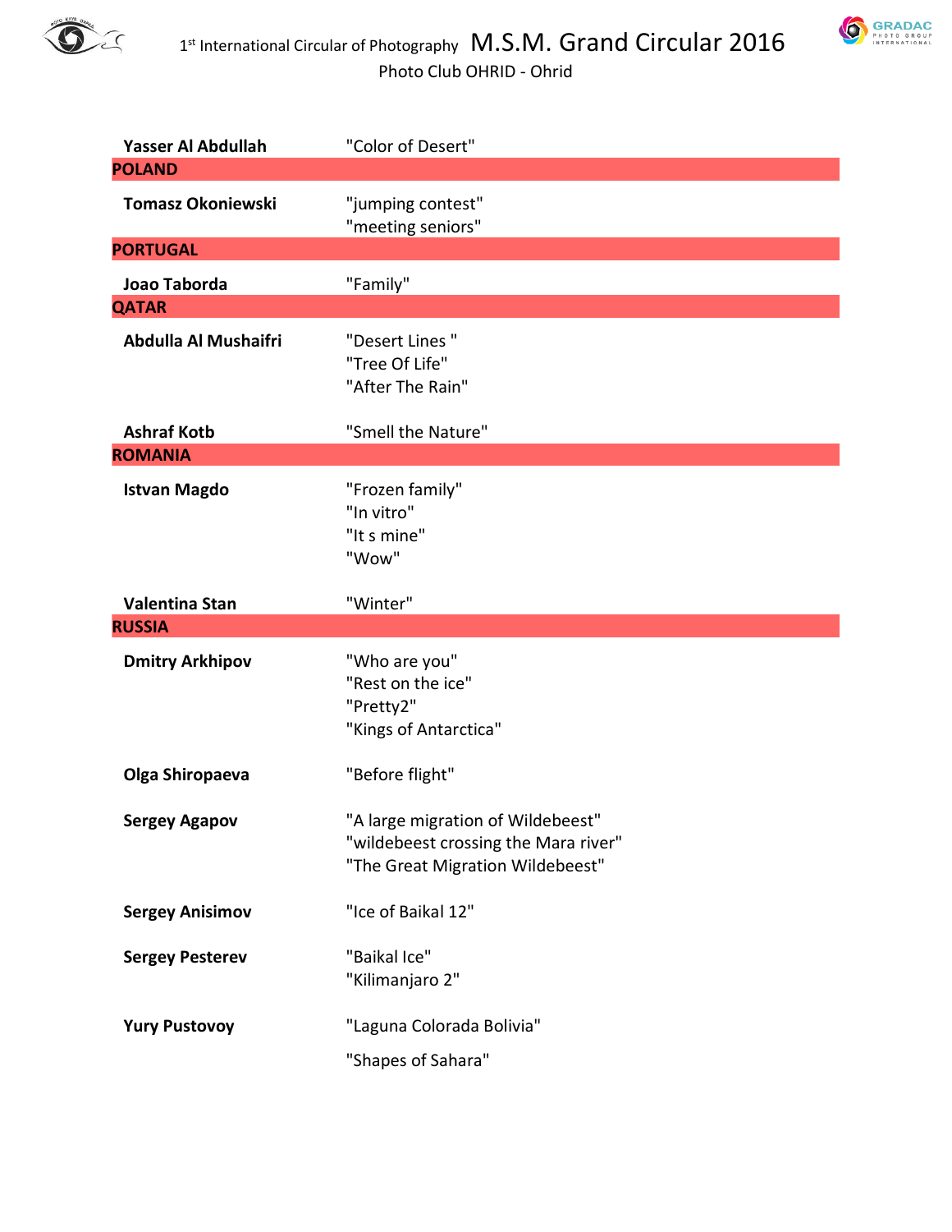| | |
|---|---|
| **Yasser Al Abdullah** | "Color of Desert" |
| **POLAND** | |
| **Tomasz Okoniewski** | "jumping contest"<br>"meeting seniors" |
| **PORTUGAL** | |
| **Joao Taborda** | "Family" |
| **QATAR** | |
| **Abdulla Al Mushaifri** | "Desert Lines "<br>"Tree Of Life"<br>"After The Rain" |
| **Ashraf Kotb** | "Smell the Nature" |
| **ROMANIA** | |
| **Istvan Magdo** | "Frozen family"<br>"In vitro"<br>"It s mine"<br>"Wow" |
| **Valentina Stan** | "Winter" |
| **RUSSIA** | |
| **Dmitry Arkhipov** | "Who are you"<br>"Rest on the ice"<br>"Pretty2"<br>"Kings of Antarctica" |
| **Olga Shiropaeva** | "Before flight" |
| **Sergey Agapov** | "A large migration of Wildebeest"<br>"wildebeest crossing the Mara river"<br>"The Great Migration Wildebeest" |
| **Sergey Anisimov** | "Ice of Baikal 12" |
| **Sergey Pesterev** | "Baikal Ice"<br>"Kilimanjaro 2" |
| **Yury Pustovoy** | "Laguna Colorada Bolivia"<br>"Shapes of Sahara" |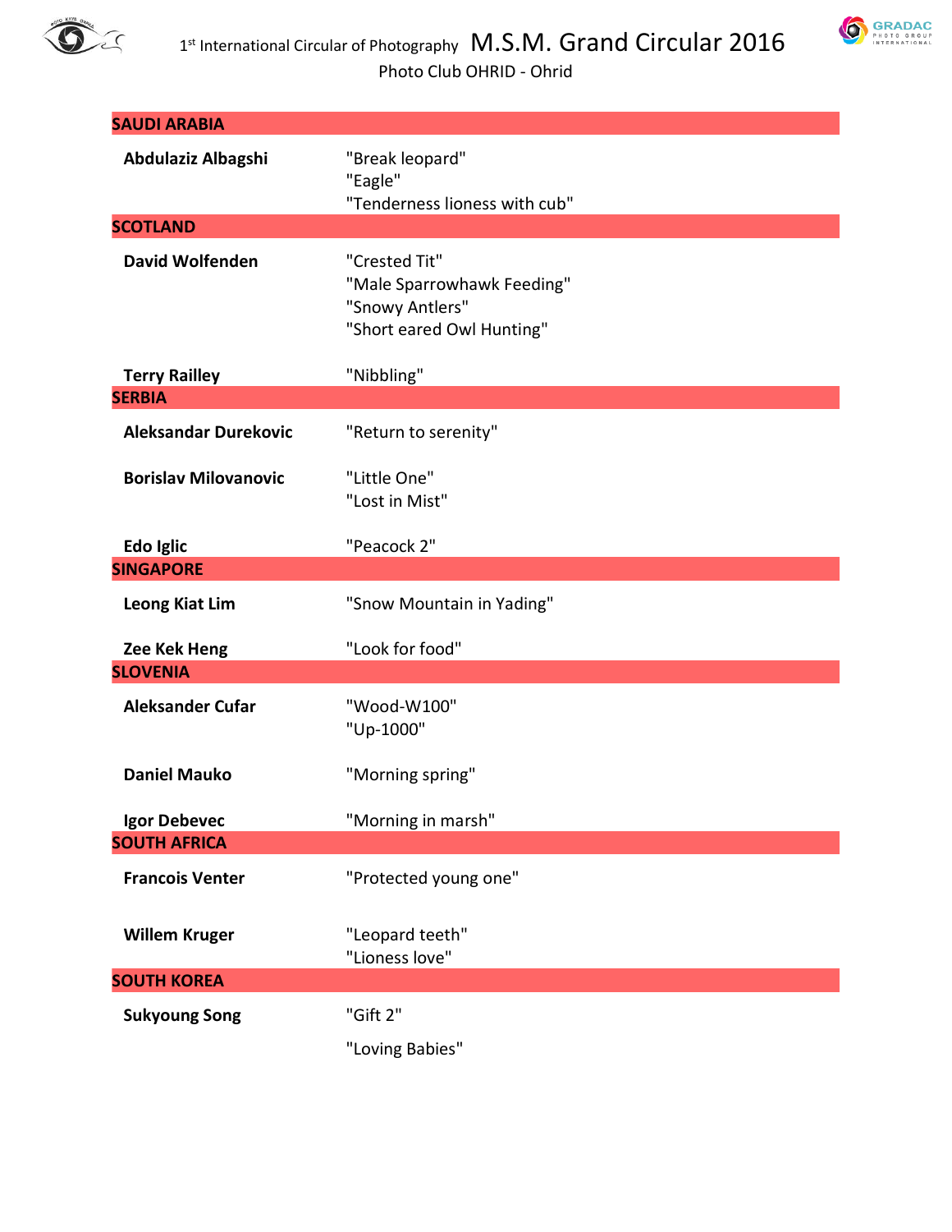| | |
|---|---|
| **SAUDI ARABIA** | |
| **Abdulaziz Albagshi** | "Break leopard" |
| | "Eagle" |
| | "Tenderness lioness with cub" |
| **SCOTLAND** | |
| **David Wolfenden** | "Crested Tit" |
| | "Male Sparrowhawk Feeding" |
| | "Snowy Antlers" |
| | "Short eared Owl Hunting" |
| **Terry Railley** | "Nibbling" |
| **SERBIA** | |
| **Aleksandar Durekovic** | "Return to serenity" |
| **Borislav Milovanovic** | "Little One" |
| | "Lost in Mist" |
| **Edo Iglic** | "Peacock 2" |
| **SINGAPORE** | |
| **Leong Kiat Lim** | "Snow Mountain in Yading" |
| **Zee Kek Heng** | "Look for food" |
| **SLOVENIA** | |
| **Aleksander Cufar** | "Wood-W100" |
| | "Up-1000" |
| **Daniel Mauko** | "Morning spring" |
| **Igor Debevec** | "Morning in marsh" |
| **SOUTH AFRICA** | |
| **Francois Venter** | "Protected young one" |
| **Willem Kruger** | "Leopard teeth" |
| | "Lioness love" |
| **SOUTH KOREA** | |
| **Sukyoung Song** | "Gift 2" |
| | "Loving Babies" |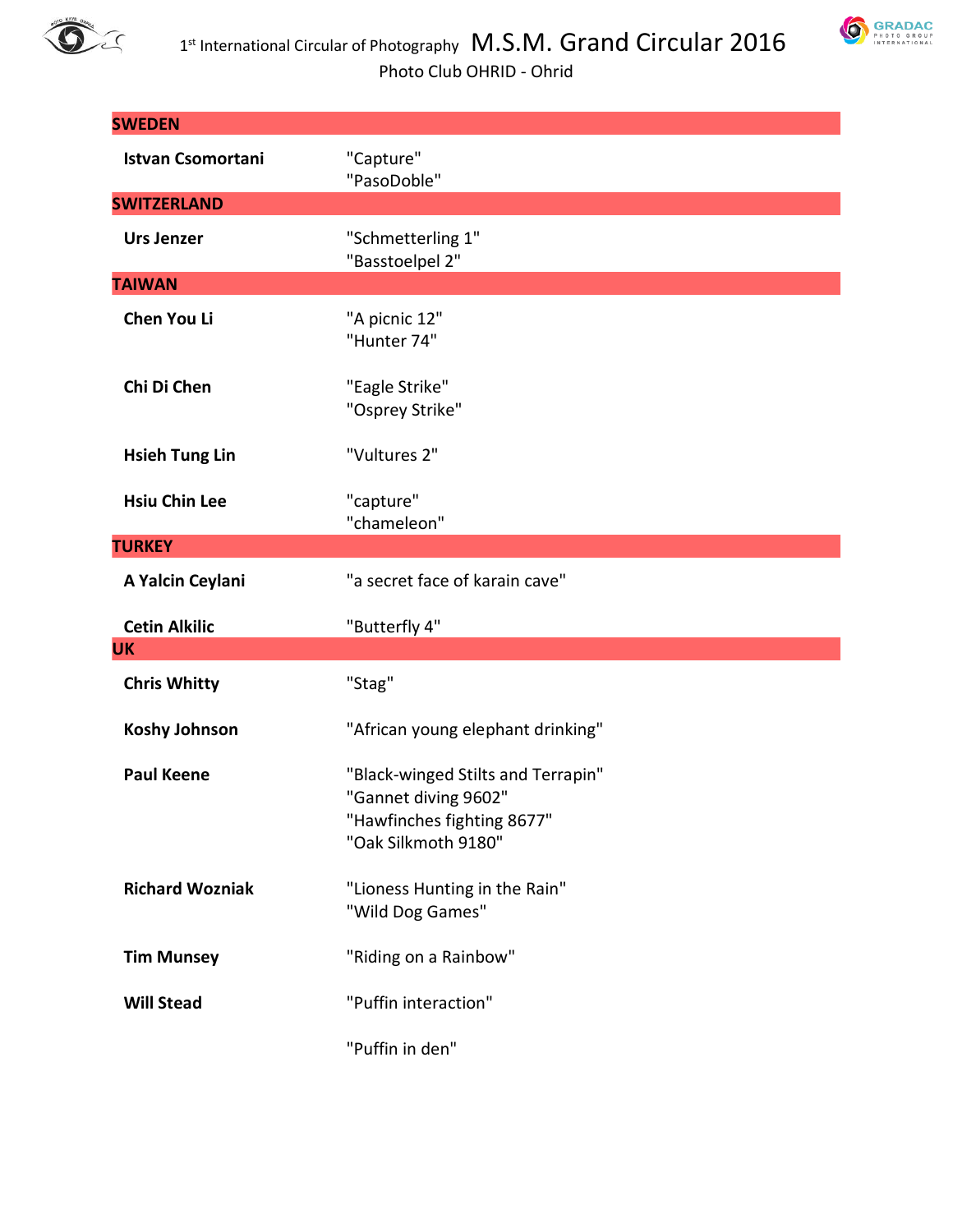## SWEDEN

**Istvan Csomortani** — "Capture"
"PasoDoble"

## SWITZERLAND

**Urs Jenzer** — "Schmetterling 1"
"Basstoelpel 2"

## TAIWAN

**Chen You Li** — "A picnic 12"
"Hunter 74"

**Chi Di Chen** — "Eagle Strike"
"Osprey Strike"

**Hsieh Tung Lin** — "Vultures 2"

**Hsiu Chin Lee** — "capture"
"chameleon"

## TURKEY

**A Yalcin Ceylani** — "a secret face of karain cave"

**Cetin Alkilic** — "Butterfly 4"

## UK

**Chris Whitty** — "Stag"

**Koshy Johnson** — "African young elephant drinking"

**Paul Keene** — "Black-winged Stilts and Terrapin"
"Gannet diving 9602"
"Hawfinches fighting 8677"
"Oak Silkmoth 9180"

**Richard Wozniak** — "Lioness Hunting in the Rain"
"Wild Dog Games"

**Tim Munsey** — "Riding on a Rainbow"

**Will Stead** — "Puffin interaction"

"Puffin in den"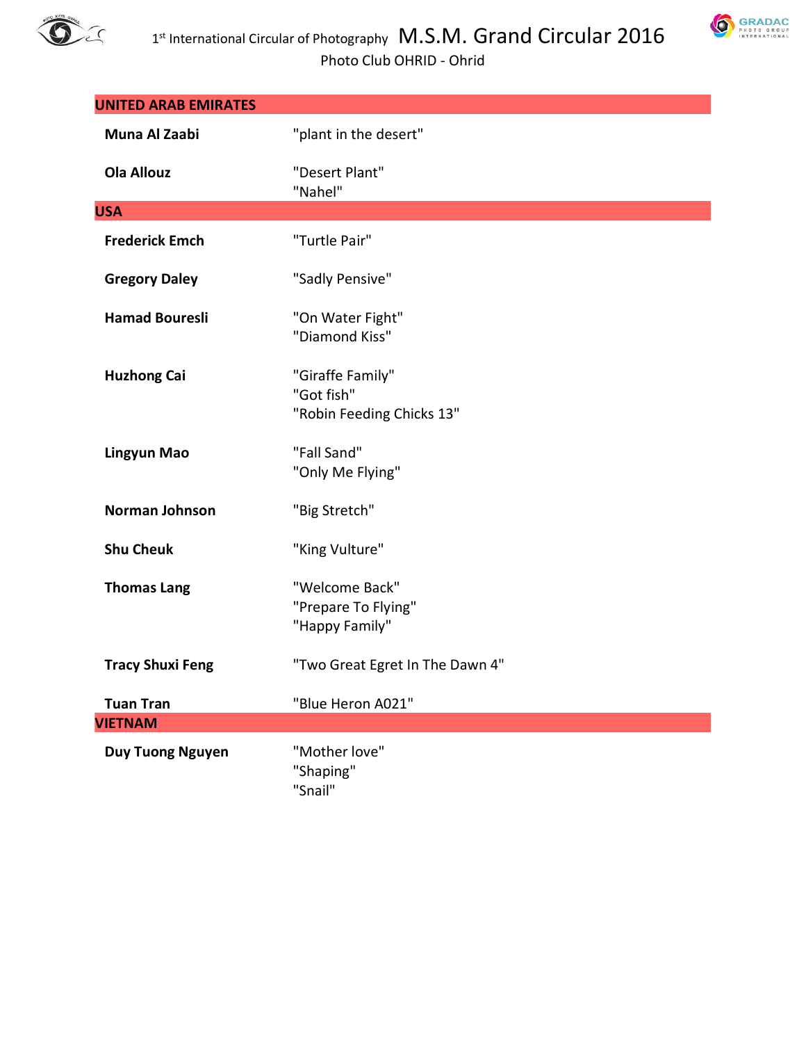## UNITED ARAB EMIRATES

| | |
|---|---|
| **Muna Al Zaabi** | "plant in the desert" |
| **Ola Allouz** | "Desert Plant"<br>"Nahel" |

## USA

| | |
|---|---|
| **Frederick Emch** | "Turtle Pair" |
| **Gregory Daley** | "Sadly Pensive" |
| **Hamad Bouresli** | "On Water Fight"<br>"Diamond Kiss" |
| **Huzhong Cai** | "Giraffe Family"<br>"Got fish"<br>"Robin Feeding Chicks 13" |
| **Lingyun Mao** | "Fall Sand"<br>"Only Me Flying" |
| **Norman Johnson** | "Big Stretch" |
| **Shu Cheuk** | "King Vulture" |
| **Thomas Lang** | "Welcome Back"<br>"Prepare To Flying"<br>"Happy Family" |
| **Tracy Shuxi Feng** | "Two Great Egret In The Dawn 4" |
| **Tuan Tran** | "Blue Heron A021" |

## VIETNAM

| | |
|---|---|
| **Duy Tuong Nguyen** | "Mother love"<br>"Shaping"<br>"Snail" |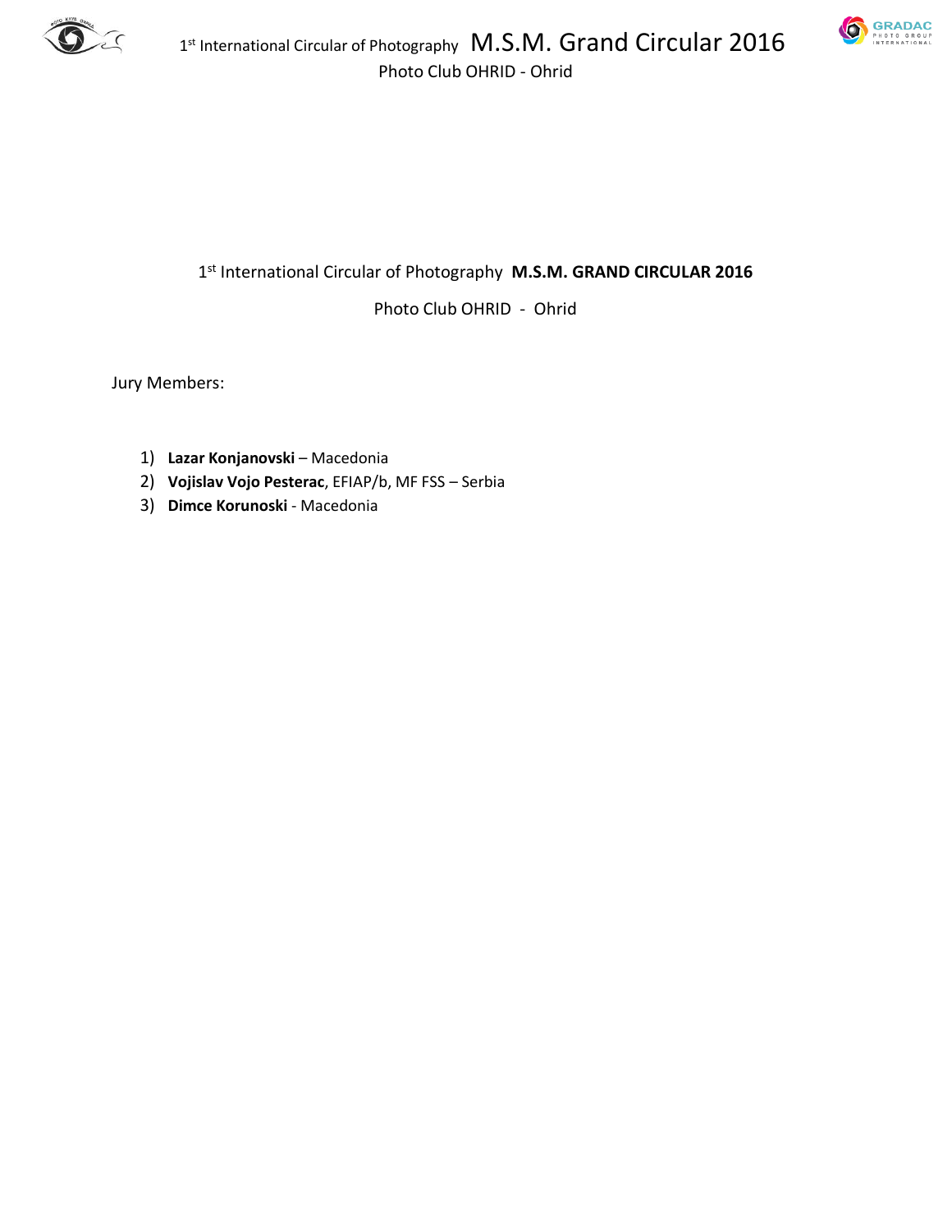1st International Circular of Photography **M.S.M. GRAND CIRCULAR 2016**

Photo Club OHRID - Ohrid

Jury Members:

1) **Lazar Konjanovski** – Macedonia
2) **Vojislav Vojo Pesterac**, EFIAP/b, MF FSS – Serbia
3) **Dimce Korunoski** - Macedonia